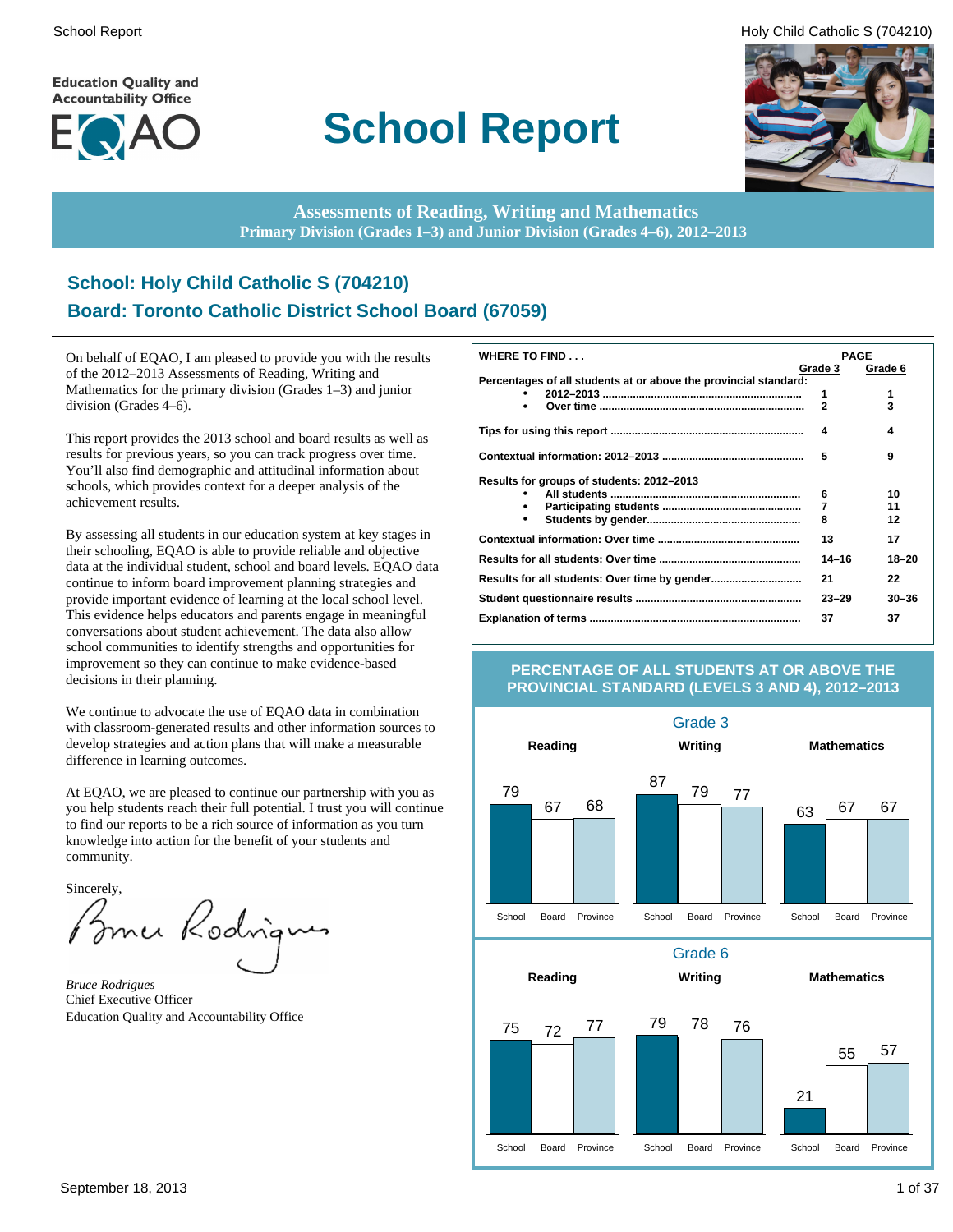Education Quality and Accountability Office

EQAO

# School Report

**Assessments of Reading, Writing and Mathematics**
**Primary Division (Grades 1–3) and Junior Division (Grades 4–6), 2012–2013**

## School: Holy Child Catholic S (704210)

## Board: Toronto Catholic District School Board (67059)

On behalf of EQAO, I am pleased to provide you with the results of the 2012–2013 Assessments of Reading, Writing and Mathematics for the primary division (Grades 1–3) and junior division (Grades 4–6).

This report provides the 2013 school and board results as well as results for previous years, so you can track progress over time. You'll also find demographic and attitudinal information about schools, which provides context for a deeper analysis of the achievement results.

By assessing all students in our education system at key stages in their schooling, EQAO is able to provide reliable and objective data at the individual student, school and board levels. EQAO data continue to inform board improvement planning strategies and provide important evidence of learning at the local school level. This evidence helps educators and parents engage in meaningful conversations about student achievement. The data also allow school communities to identify strengths and opportunities for improvement so they can continue to make evidence-based decisions in their planning.

We continue to advocate the use of EQAO data in combination with classroom-generated results and other information sources to develop strategies and action plans that will make a measurable difference in learning outcomes.

At EQAO, we are pleased to continue our partnership with you as you help students reach their full potential. I trust you will continue to find our reports to be a rich source of information as you turn knowledge into action for the benefit of your students and community.

Sincerely,

*Bruce Rodrigues*
Chief Executive Officer
Education Quality and Accountability Office

| WHERE TO FIND . . . | PAGE Grade 3 | Grade 6 |
|---|---|---|
| **Percentages of all students at or above the provincial standard:** | | |
| • 2012–2013 | 1 | 1 |
| • Over time | 2 | 3 |
| **Tips for using this report** | 4 | 4 |
| **Contextual information: 2012–2013** | 5 | 9 |
| **Results for groups of students: 2012–2013** | | |
| • All students | 6 | 10 |
| • Participating students | 7 | 11 |
| • Students by gender | 8 | 12 |
| **Contextual information: Over time** | 13 | 17 |
| **Results for all students: Over time** | 14–16 | 18–20 |
| **Results for all students: Over time by gender** | 21 | 22 |
| **Student questionnaire results** | 23–29 | 30–36 |
| **Explanation of terms** | 37 | 37 |

**PERCENTAGE OF ALL STUDENTS AT OR ABOVE THE PROVINCIAL STANDARD (LEVELS 3 AND 4), 2012–2013**

Grade 3

Reading
79 67 68
School Board Province

Writing
87 79 77
School Board Province

Mathematics
63 67 67
School Board Province

Grade 6

Reading
75 72 77
School Board Province

Writing
79 78 76
School Board Province

Mathematics
21 55 57
School Board Province

September 18, 2013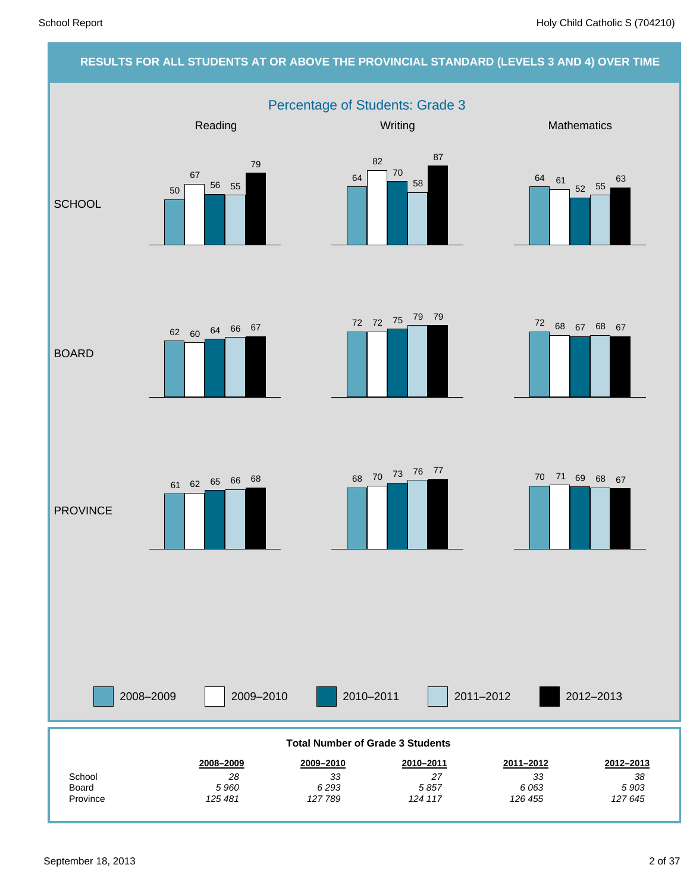## RESULTS FOR ALL STUDENTS AT OR ABOVE THE PROVINCIAL STANDARD (LEVELS 3 AND 4) OVER TIME

### Percentage of Students: Grade 3

Reading

Writing

Mathematics

SCHOOL

50 67 56 55 79

64 82 70 58 87

64 61 52 55 63

BOARD

62 60 64 66 67

72 72 75 79 79

72 68 67 68 67

PROVINCE

61 62 65 66 68

68 70 73 76 77

70 71 69 68 67

2008–2009 2009–2010 2010–2011 2011–2012 2012–2013

**Total Number of Grade 3 Students**

| | 2008–2009 | 2009–2010 | 2010–2011 | 2011–2012 | 2012–2013 |
|---|---|---|---|---|---|
| School | *28* | *33* | *27* | *33* | *38* |
| Board | *5 960* | *6 293* | *5 857* | *6 063* | *5 903* |
| Province | *125 481* | *127 789* | *124 117* | *126 455* | *127 645* |

September 18, 2013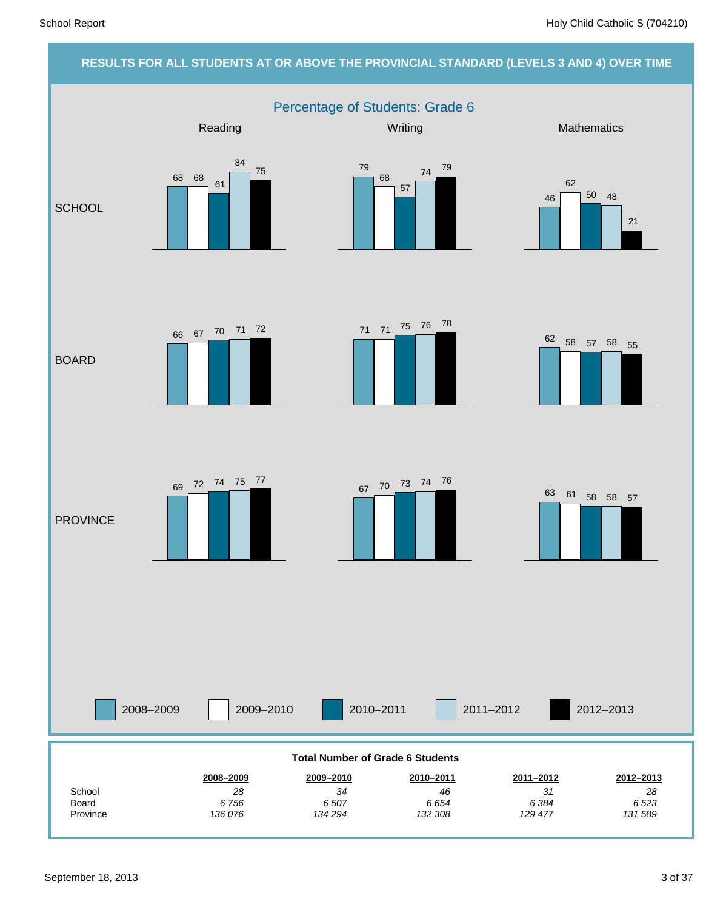## RESULTS FOR ALL STUDENTS AT OR ABOVE THE PROVINCIAL STANDARD (LEVELS 3 AND 4) OVER TIME

### Percentage of Students: Grade 6

Reading

Writing

Mathematics

SCHOOL

68 68 61 84 75

79 68 57 74 79

46 62 50 48 21

BOARD

66 67 70 71 72

71 71 75 76 78

62 58 57 58 55

PROVINCE

69 72 74 75 77

67 70 73 74 76

63 61 58 58 57

2008–2009 2009–2010 2010–2011 2011–2012 2012–2013

**Total Number of Grade 6 Students**

| | 2008–2009 | 2009–2010 | 2010–2011 | 2011–2012 | 2012–2013 |
|---|---|---|---|---|---|
| School | *28* | *34* | *46* | *31* | *28* |
| Board | *6 756* | *6 507* | *6 654* | *6 384* | *6 523* |
| Province | *136 076* | *134 294* | *132 308* | *129 477* | *131 589* |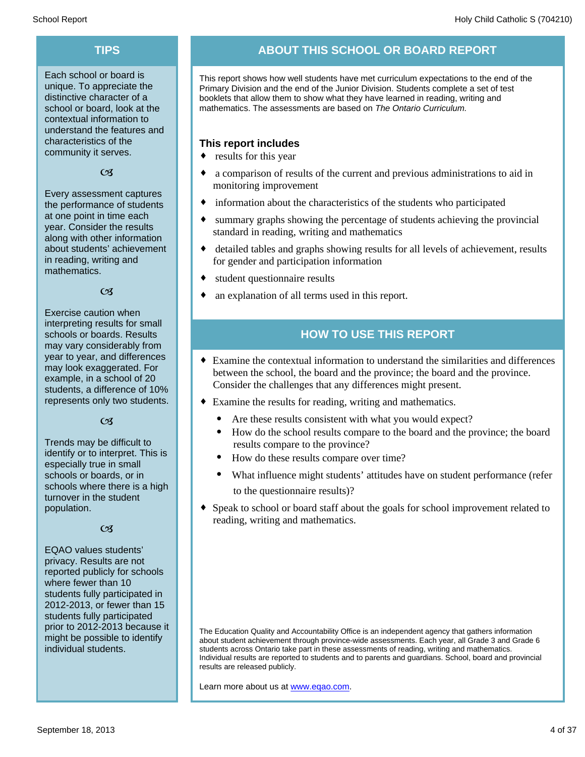## TIPS

Each school or board is unique. To appreciate the distinctive character of a school or board, look at the contextual information to understand the features and characteristics of the community it serves.

Every assessment captures the performance of students at one point in time each year. Consider the results along with other information about students' achievement in reading, writing and mathematics.

Exercise caution when interpreting results for small schools or boards. Results may vary considerably from year to year, and differences may look exaggerated. For example, in a school of 20 students, a difference of 10% represents only two students.

Trends may be difficult to identify or to interpret. This is especially true in small schools or boards, or in schools where there is a high turnover in the student population.

EQAO values students' privacy. Results are not reported publicly for schools where fewer than 10 students fully participated in 2012-2013, or fewer than 15 students fully participated prior to 2012-2013 because it might be possible to identify individual students.

## ABOUT THIS SCHOOL OR BOARD REPORT

This report shows how well students have met curriculum expectations to the end of the Primary Division and the end of the Junior Division. Students complete a set of test booklets that allow them to show what they have learned in reading, writing and mathematics. The assessments are based on *The Ontario Curriculum.*

### This report includes

- results for this year
- a comparison of results of the current and previous administrations to aid in monitoring improvement
- information about the characteristics of the students who participated
- summary graphs showing the percentage of students achieving the provincial standard in reading, writing and mathematics
- detailed tables and graphs showing results for all levels of achievement, results for gender and participation information
- student questionnaire results
- an explanation of all terms used in this report.

## HOW TO USE THIS REPORT

- Examine the contextual information to understand the similarities and differences between the school, the board and the province; the board and the province. Consider the challenges that any differences might present.
- Examine the results for reading, writing and mathematics.
  - Are these results consistent with what you would expect?
  - How do the school results compare to the board and the province; the board results compare to the province?
  - How do these results compare over time?
  - What influence might students' attitudes have on student performance (refer to the questionnaire results)?
- Speak to school or board staff about the goals for school improvement related to reading, writing and mathematics.

The Education Quality and Accountability Office is an independent agency that gathers information about student achievement through province-wide assessments. Each year, all Grade 3 and Grade 6 students across Ontario take part in these assessments of reading, writing and mathematics. Individual results are reported to students and to parents and guardians. School, board and provincial results are released publicly.

Learn more about us at www.eqao.com.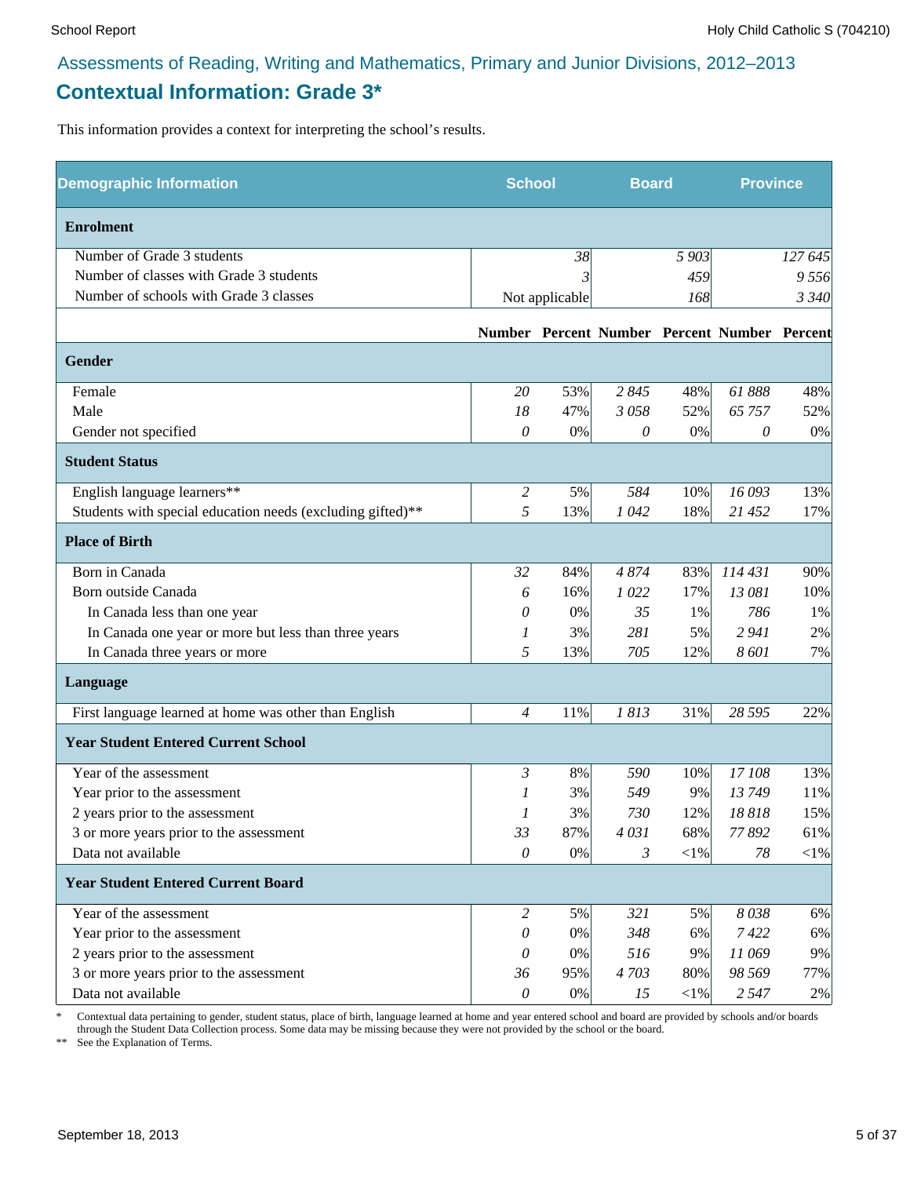## Assessments of Reading, Writing and Mathematics, Primary and Junior Divisions, 2012–2013

# Contextual Information: Grade 3*

This information provides a context for interpreting the school's results.

| Demographic Information | School | | Board | | Province | |
|---|---|---|---|---|---|---|
| **Enrolment** | | | | | | |
| Number of Grade 3 students | | 38 | | 5 903 | | 127 645 |
| Number of classes with Grade 3 students | | 3 | | 459 | | 9 556 |
| Number of schools with Grade 3 classes | | Not applicable | | 168 | | 3 340 |
| | **Number** | **Percent** | **Number** | **Percent** | **Number** | **Percent** |
| **Gender** | | | | | | |
| Female | 20 | 53% | 2 845 | 48% | 61 888 | 48% |
| Male | 18 | 47% | 3 058 | 52% | 65 757 | 52% |
| Gender not specified | 0 | 0% | 0 | 0% | 0 | 0% |
| **Student Status** | | | | | | |
| English language learners** | 2 | 5% | 584 | 10% | 16 093 | 13% |
| Students with special education needs (excluding gifted)** | 5 | 13% | 1 042 | 18% | 21 452 | 17% |
| **Place of Birth** | | | | | | |
| Born in Canada | 32 | 84% | 4 874 | 83% | 114 431 | 90% |
| Born outside Canada | 6 | 16% | 1 022 | 17% | 13 081 | 10% |
| In Canada less than one year | 0 | 0% | 35 | 1% | 786 | 1% |
| In Canada one year or more but less than three years | 1 | 3% | 281 | 5% | 2 941 | 2% |
| In Canada three years or more | 5 | 13% | 705 | 12% | 8 601 | 7% |
| **Language** | | | | | | |
| First language learned at home was other than English | 4 | 11% | 1 813 | 31% | 28 595 | 22% |
| **Year Student Entered Current School** | | | | | | |
| Year of the assessment | 3 | 8% | 590 | 10% | 17 108 | 13% |
| Year prior to the assessment | 1 | 3% | 549 | 9% | 13 749 | 11% |
| 2 years prior to the assessment | 1 | 3% | 730 | 12% | 18 818 | 15% |
| 3 or more years prior to the assessment | 33 | 87% | 4 031 | 68% | 77 892 | 61% |
| Data not available | 0 | 0% | 3 | <1% | 78 | <1% |
| **Year Student Entered Current Board** | | | | | | |
| Year of the assessment | 2 | 5% | 321 | 5% | 8 038 | 6% |
| Year prior to the assessment | 0 | 0% | 348 | 6% | 7 422 | 6% |
| 2 years prior to the assessment | 0 | 0% | 516 | 9% | 11 069 | 9% |
| 3 or more years prior to the assessment | 36 | 95% | 4 703 | 80% | 98 569 | 77% |
| Data not available | 0 | 0% | 15 | <1% | 2 547 | 2% |

\* Contextual data pertaining to gender, student status, place of birth, language learned at home and year entered school and board are provided by schools and/or boards through the Student Data Collection process. Some data may be missing because they were not provided by the school or the board.

** See the Explanation of Terms.

September 18, 2013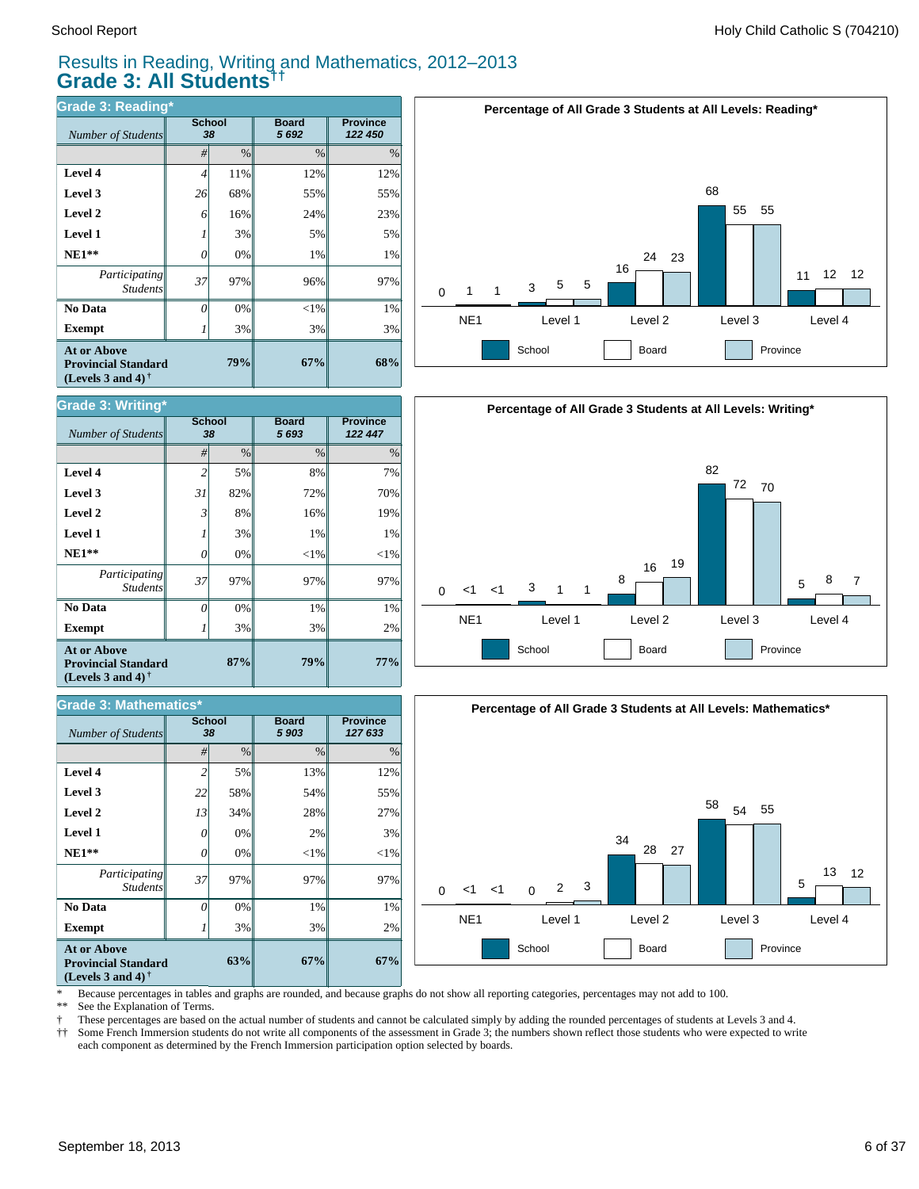# Results in Reading, Writing and Mathematics, 2012–2013

## Grade 3: All Students††

### Grade 3: Reading*

| Number of Students | School 38 | | Board 5 692 | Province 122 450 |
|---|---|---|---|---|
| | # | % | % | % |
| **Level 4** | 4 | 11% | 12% | 12% |
| **Level 3** | 26 | 68% | 55% | 55% |
| **Level 2** | 6 | 16% | 24% | 23% |
| **Level 1** | 1 | 3% | 5% | 5% |
| **NE1**** | 0 | 0% | 1% | 1% |
| *Participating Students* | 37 | 97% | 96% | 97% |
| **No Data** | 0 | 0% | <1% | 1% |
| **Exempt** | 1 | 3% | 3% | 3% |
| **At or Above Provincial Standard (Levels 3 and 4)†** | | **79%** | **67%** | **68%** |

Percentage of All Grade 3 Students at All Levels: Reading*

0 1 1 3 5 5 16 24 23 68 55 55 11 12 12

NE1 Level 1 Level 2 Level 3 Level 4

School Board Province

### Grade 3: Writing*

| Number of Students | School 38 | | Board 5 693 | Province 122 447 |
|---|---|---|---|---|
| | # | % | % | % |
| **Level 4** | 2 | 5% | 8% | 7% |
| **Level 3** | 31 | 82% | 72% | 70% |
| **Level 2** | 3 | 8% | 16% | 19% |
| **Level 1** | 1 | 3% | 1% | 1% |
| **NE1**** | 0 | 0% | <1% | <1% |
| *Participating Students* | 37 | 97% | 97% | 97% |
| **No Data** | 0 | 0% | 1% | 1% |
| **Exempt** | 1 | 3% | 3% | 2% |
| **At or Above Provincial Standard (Levels 3 and 4)†** | | **87%** | **79%** | **77%** |

Percentage of All Grade 3 Students at All Levels: Writing*

0 <1 <1 3 1 1 8 16 19 82 72 70 5 8 7

NE1 Level 1 Level 2 Level 3 Level 4

School Board Province

### Grade 3: Mathematics*

| Number of Students | School 38 | | Board 5 903 | Province 127 633 |
|---|---|---|---|---|
| | # | % | % | % |
| **Level 4** | 2 | 5% | 13% | 12% |
| **Level 3** | 22 | 58% | 54% | 55% |
| **Level 2** | 13 | 34% | 28% | 27% |
| **Level 1** | 0 | 0% | 2% | 3% |
| **NE1**** | 0 | 0% | <1% | <1% |
| *Participating Students* | 37 | 97% | 97% | 97% |
| **No Data** | 0 | 0% | 1% | 1% |
| **Exempt** | 1 | 3% | 3% | 2% |
| **At or Above Provincial Standard (Levels 3 and 4)†** | | **63%** | **67%** | **67%** |

Percentage of All Grade 3 Students at All Levels: Mathematics*

0 <1 <1 0 2 3 34 28 27 58 54 55 5 13 12

NE1 Level 1 Level 2 Level 3 Level 4

School Board Province

\* Because percentages in tables and graphs are rounded, and because graphs do not show all reporting categories, percentages may not add to 100.
** See the Explanation of Terms.
† These percentages are based on the actual number of students and cannot be calculated simply by adding the rounded percentages of students at Levels 3 and 4.
†† Some French Immersion students do not write all components of the assessment in Grade 3; the numbers shown reflect those students who were expected to write each component as determined by the French Immersion participation option selected by boards.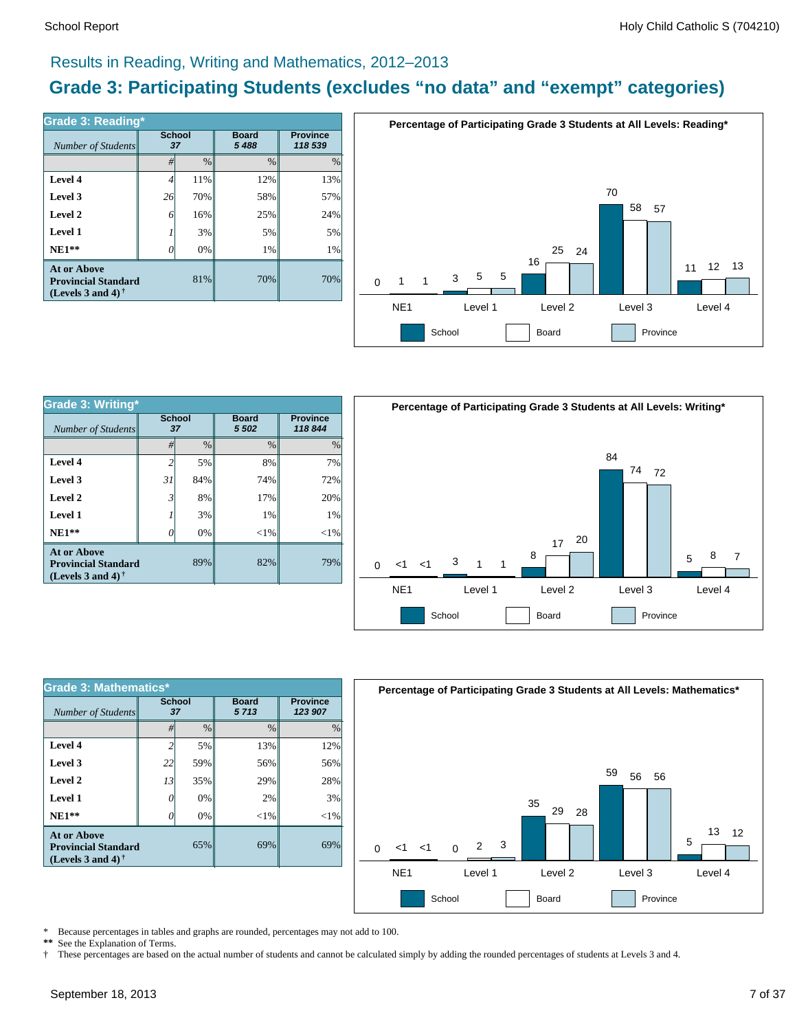## Results in Reading, Writing and Mathematics, 2012–2013

# Grade 3: Participating Students (excludes "no data" and "exempt" categories)

**Grade 3: Reading***

| *Number of Students* | School 37 | | Board 5 488 | Province 118 539 |
|---|---|---|---|---|
| | # | % | % | % |
| **Level 4** | 4 | 11% | 12% | 13% |
| **Level 3** | 26 | 70% | 58% | 57% |
| **Level 2** | 6 | 16% | 25% | 24% |
| **Level 1** | 1 | 3% | 5% | 5% |
| **NE1**** | 0 | 0% | 1% | 1% |
| **At or Above Provincial Standard (Levels 3 and 4)†** | | 81% | 70% | 70% |

**Percentage of Participating Grade 3 Students at All Levels: Reading***

0 1 1 3 5 5 16 25 24 70 58 57 11 12 13

NE1 Level 1 Level 2 Level 3 Level 4

School Board Province

**Grade 3: Writing***

| *Number of Students* | School 37 | | Board 5 502 | Province 118 844 |
|---|---|---|---|---|
| | # | % | % | % |
| **Level 4** | 2 | 5% | 8% | 7% |
| **Level 3** | 31 | 84% | 74% | 72% |
| **Level 2** | 3 | 8% | 17% | 20% |
| **Level 1** | 1 | 3% | 1% | 1% |
| **NE1**** | 0 | 0% | <1% | <1% |
| **At or Above Provincial Standard (Levels 3 and 4)†** | | 89% | 82% | 79% |

**Percentage of Participating Grade 3 Students at All Levels: Writing***

0 <1 <1 3 1 1 8 17 20 84 74 72 5 8 7

NE1 Level 1 Level 2 Level 3 Level 4

School Board Province

**Grade 3: Mathematics***

| *Number of Students* | School 37 | | Board 5 713 | Province 123 907 |
|---|---|---|---|---|
| | # | % | % | % |
| **Level 4** | 2 | 5% | 13% | 12% |
| **Level 3** | 22 | 59% | 56% | 56% |
| **Level 2** | 13 | 35% | 29% | 28% |
| **Level 1** | 0 | 0% | 2% | 3% |
| **NE1**** | 0 | 0% | <1% | <1% |
| **At or Above Provincial Standard (Levels 3 and 4)†** | | 65% | 69% | 69% |

**Percentage of Participating Grade 3 Students at All Levels: Mathematics***

0 <1 <1 0 2 3 35 29 28 59 56 56 5 13 12

NE1 Level 1 Level 2 Level 3 Level 4

School Board Province

\* Because percentages in tables and graphs are rounded, percentages may not add to 100.
** See the Explanation of Terms.
† These percentages are based on the actual number of students and cannot be calculated simply by adding the rounded percentages of students at Levels 3 and 4.

September 18, 2013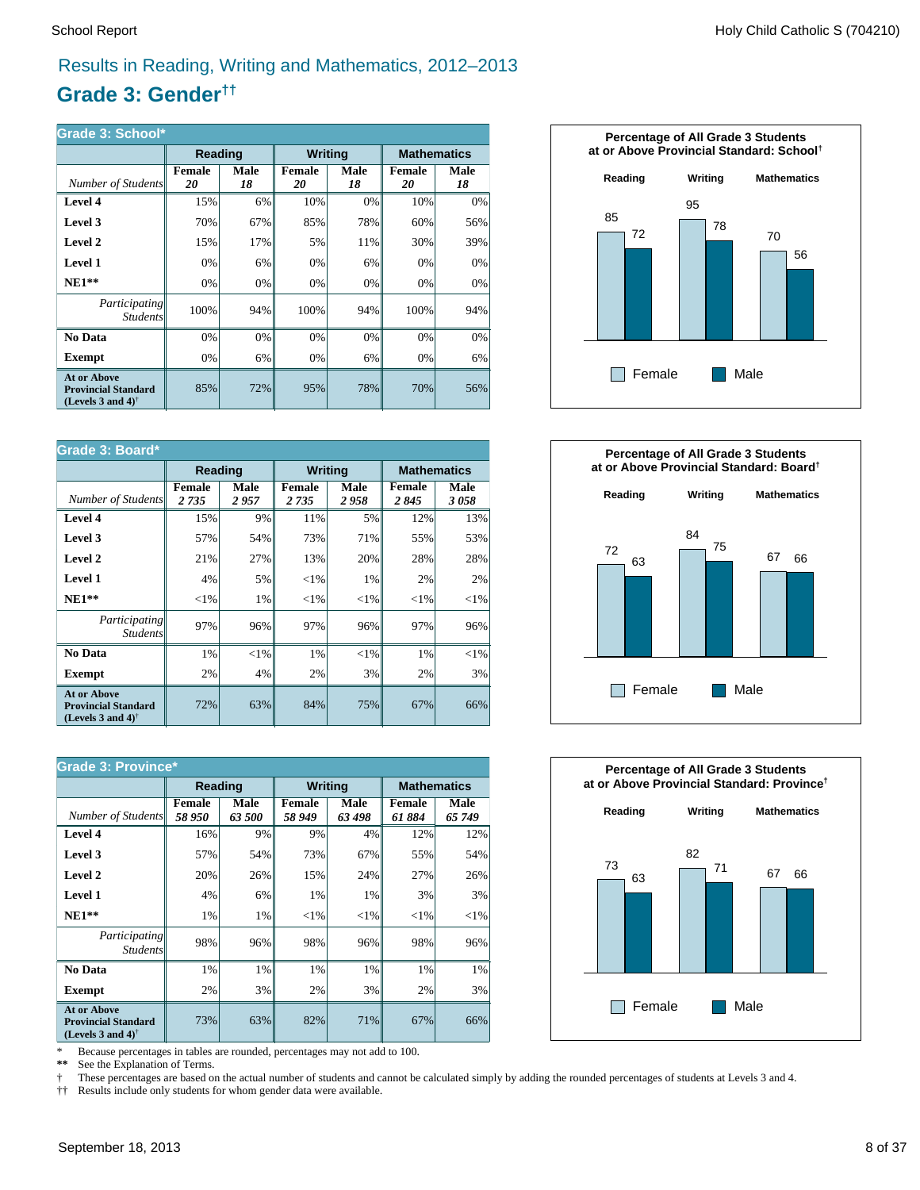# Results in Reading, Writing and Mathematics, 2012–2013

## Grade 3: Gender††

**Grade 3: School***

| | Reading | | Writing | | Mathematics | |
|---|---|---|---|---|---|---|
| *Number of Students* | **Female** *20* | **Male** *18* | **Female** *20* | **Male** *18* | **Female** *20* | **Male** *18* |
| **Level 4** | 15% | 6% | 10% | 0% | 10% | 0% |
| **Level 3** | 70% | 67% | 85% | 78% | 60% | 56% |
| **Level 2** | 15% | 17% | 5% | 11% | 30% | 39% |
| **Level 1** | 0% | 6% | 0% | 6% | 0% | 0% |
| **NE1**** | 0% | 0% | 0% | 0% | 0% | 0% |
| *Participating Students* | 100% | 94% | 100% | 94% | 100% | 94% |
| **No Data** | 0% | 0% | 0% | 0% | 0% | 0% |
| **Exempt** | 0% | 6% | 0% | 6% | 0% | 6% |
| **At or Above Provincial Standard (Levels 3 and 4)†** | 85% | 72% | 95% | 78% | 70% | 56% |

Percentage of All Grade 3 Students at or Above Provincial Standard: School†

Reading Writing Mathematics

85 72 95 78 70 56

Female Male

**Grade 3: Board***

| | Reading | | Writing | | Mathematics | |
|---|---|---|---|---|---|---|
| *Number of Students* | **Female** *2 735* | **Male** *2 957* | **Female** *2 735* | **Male** *2 958* | **Female** *2 845* | **Male** *3 058* |
| **Level 4** | 15% | 9% | 11% | 5% | 12% | 13% |
| **Level 3** | 57% | 54% | 73% | 71% | 55% | 53% |
| **Level 2** | 21% | 27% | 13% | 20% | 28% | 28% |
| **Level 1** | 4% | 5% | <1% | 1% | 2% | 2% |
| **NE1**** | <1% | 1% | <1% | <1% | <1% | <1% |
| *Participating Students* | 97% | 96% | 97% | 96% | 97% | 96% |
| **No Data** | 1% | <1% | 1% | <1% | 1% | <1% |
| **Exempt** | 2% | 4% | 2% | 3% | 2% | 3% |
| **At or Above Provincial Standard (Levels 3 and 4)†** | 72% | 63% | 84% | 75% | 67% | 66% |

Percentage of All Grade 3 Students at or Above Provincial Standard: Board†

Reading Writing Mathematics

72 63 84 75 67 66

Female Male

**Grade 3: Province***

| | Reading | | Writing | | Mathematics | |
|---|---|---|---|---|---|---|
| *Number of Students* | **Female** *58 950* | **Male** *63 500* | **Female** *58 949* | **Male** *63 498* | **Female** *61 884* | **Male** *65 749* |
| **Level 4** | 16% | 9% | 9% | 4% | 12% | 12% |
| **Level 3** | 57% | 54% | 73% | 67% | 55% | 54% |
| **Level 2** | 20% | 26% | 15% | 24% | 27% | 26% |
| **Level 1** | 4% | 6% | 1% | 1% | 3% | 3% |
| **NE1**** | 1% | 1% | <1% | <1% | <1% | <1% |
| *Participating Students* | 98% | 96% | 98% | 96% | 98% | 96% |
| **No Data** | 1% | 1% | 1% | 1% | 1% | 1% |
| **Exempt** | 2% | 3% | 2% | 3% | 2% | 3% |
| **At or Above Provincial Standard (Levels 3 and 4)†** | 73% | 63% | 82% | 71% | 67% | 66% |

Percentage of All Grade 3 Students at or Above Provincial Standard: Province†

Reading Writing Mathematics

73 63 82 71 67 66

Female Male

\* Because percentages in tables are rounded, percentages may not add to 100.
** See the Explanation of Terms.
† These percentages are based on the actual number of students and cannot be calculated simply by adding the rounded percentages of students at Levels 3 and 4.
†† Results include only students for whom gender data were available.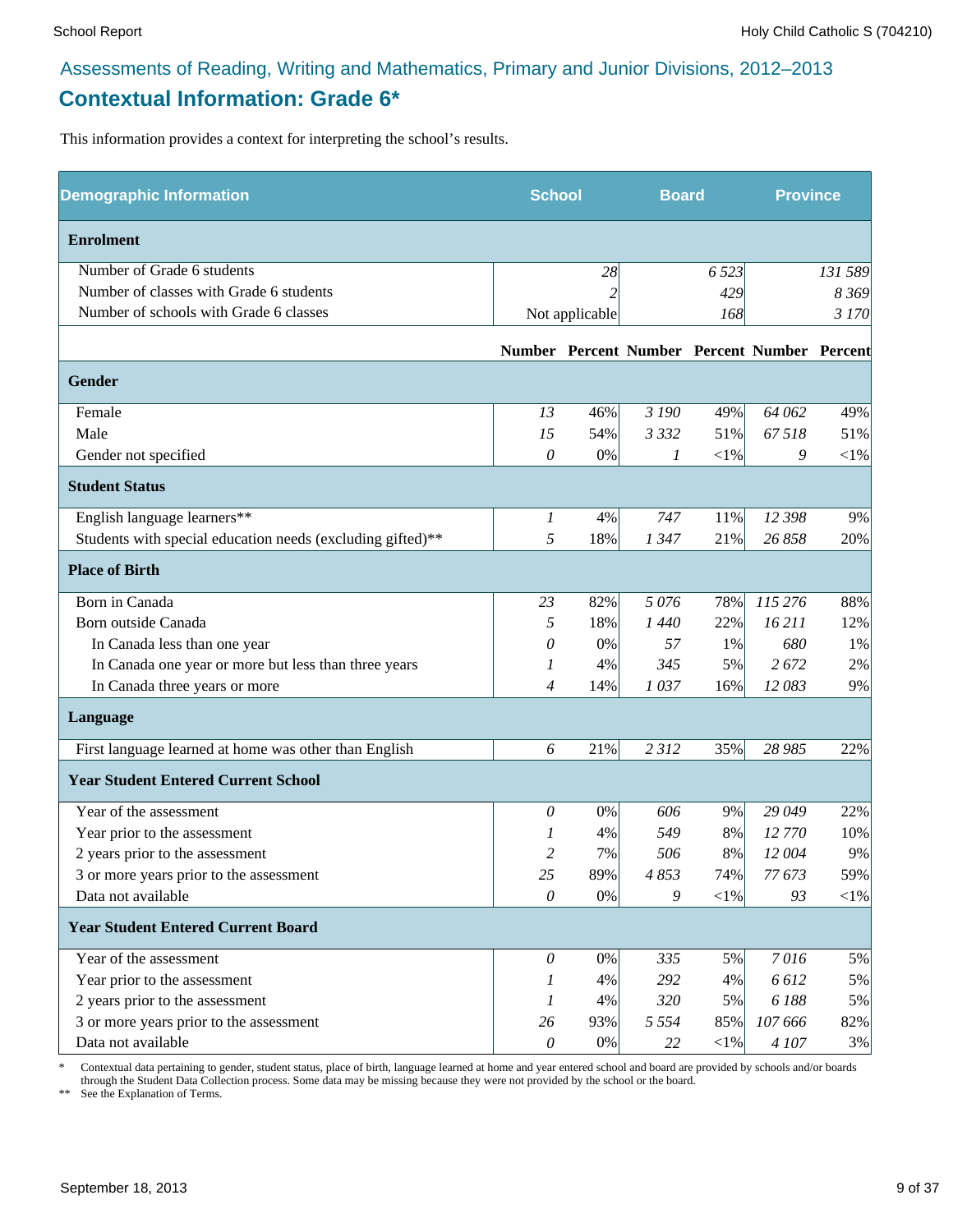Assessments of Reading, Writing and Mathematics, Primary and Junior Divisions, 2012–2013

## Contextual Information: Grade 6*

This information provides a context for interpreting the school's results.

| Demographic Information | School | | Board | | Province | |
|---|---|---|---|---|---|---|
| **Enrolment** | | | | | | |
| Number of Grade 6 students | | *28* | | *6 523* | | *131 589* |
| Number of classes with Grade 6 students | | *2* | | *429* | | *8 369* |
| Number of schools with Grade 6 classes | | Not applicable | | *168* | | *3 170* |
| | **Number** | **Percent** | **Number** | **Percent** | **Number** | **Percent** |
| **Gender** | | | | | | |
| Female | *13* | 46% | *3 190* | 49% | *64 062* | 49% |
| Male | *15* | 54% | *3 332* | 51% | *67 518* | 51% |
| Gender not specified | *0* | 0% | *1* | <1% | *9* | <1% |
| **Student Status** | | | | | | |
| English language learners** | *1* | 4% | *747* | 11% | *12 398* | 9% |
| Students with special education needs (excluding gifted)** | *5* | 18% | *1 347* | 21% | *26 858* | 20% |
| **Place of Birth** | | | | | | |
| Born in Canada | *23* | 82% | *5 076* | 78% | *115 276* | 88% |
| Born outside Canada | *5* | 18% | *1 440* | 22% | *16 211* | 12% |
| In Canada less than one year | *0* | 0% | *57* | 1% | *680* | 1% |
| In Canada one year or more but less than three years | *1* | 4% | *345* | 5% | *2 672* | 2% |
| In Canada three years or more | *4* | 14% | *1 037* | 16% | *12 083* | 9% |
| **Language** | | | | | | |
| First language learned at home was other than English | *6* | 21% | *2 312* | 35% | *28 985* | 22% |
| **Year Student Entered Current School** | | | | | | |
| Year of the assessment | *0* | 0% | *606* | 9% | *29 049* | 22% |
| Year prior to the assessment | *1* | 4% | *549* | 8% | *12 770* | 10% |
| 2 years prior to the assessment | *2* | 7% | *506* | 8% | *12 004* | 9% |
| 3 or more years prior to the assessment | *25* | 89% | *4 853* | 74% | *77 673* | 59% |
| Data not available | *0* | 0% | *9* | <1% | *93* | <1% |
| **Year Student Entered Current Board** | | | | | | |
| Year of the assessment | *0* | 0% | *335* | 5% | *7 016* | 5% |
| Year prior to the assessment | *1* | 4% | *292* | 4% | *6 612* | 5% |
| 2 years prior to the assessment | *1* | 4% | *320* | 5% | *6 188* | 5% |
| 3 or more years prior to the assessment | *26* | 93% | *5 554* | 85% | *107 666* | 82% |
| Data not available | *0* | 0% | *22* | <1% | *4 107* | 3% |

\* Contextual data pertaining to gender, student status, place of birth, language learned at home and year entered school and board are provided by schools and/or boards through the Student Data Collection process. Some data may be missing because they were not provided by the school or the board.

** See the Explanation of Terms.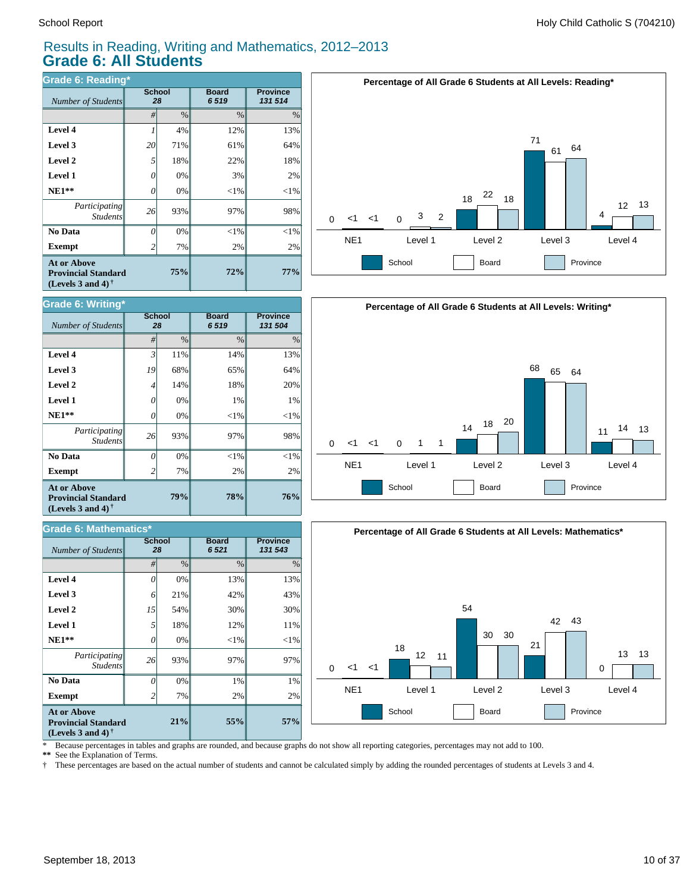# Results in Reading, Writing and Mathematics, 2012–2013
## Grade 6: All Students

### Grade 6: Reading*

| *Number of Students* | School 28 | | Board 6 519 | Province 131 514 |
|---|---|---|---|---|
| | *#* | *%* | *%* | *%* |
| **Level 4** | *1* | 4% | 12% | 13% |
| **Level 3** | *20* | 71% | 61% | 64% |
| **Level 2** | *5* | 18% | 22% | 18% |
| **Level 1** | *0* | 0% | 3% | 2% |
| **NE1**** | *0* | 0% | <1% | <1% |
| *Participating Students* | *26* | 93% | 97% | 98% |
| **No Data** | *0* | 0% | <1% | <1% |
| **Exempt** | *2* | 7% | 2% | 2% |
| **At or Above Provincial Standard (Levels 3 and 4)** † | | **75%** | **72%** | **77%** |

**Percentage of All Grade 6 Students at All Levels: Reading***

NE1: 0 <1 <1
Level 1: 0 3 2
Level 2: 18 22 18
Level 3: 71 61 64
Level 4: 4 12 13

School Board Province

### Grade 6: Writing*

| *Number of Students* | School 28 | | Board 6 519 | Province 131 504 |
|---|---|---|---|---|
| | *#* | *%* | *%* | *%* |
| **Level 4** | *3* | 11% | 14% | 13% |
| **Level 3** | *19* | 68% | 65% | 64% |
| **Level 2** | *4* | 14% | 18% | 20% |
| **Level 1** | *0* | 0% | 1% | 1% |
| **NE1**** | *0* | 0% | <1% | <1% |
| *Participating Students* | *26* | 93% | 97% | 98% |
| **No Data** | *0* | 0% | <1% | <1% |
| **Exempt** | *2* | 7% | 2% | 2% |
| **At or Above Provincial Standard (Levels 3 and 4)** † | | **79%** | **78%** | **76%** |

**Percentage of All Grade 6 Students at All Levels: Writing***

NE1: 0 <1 <1
Level 1: 0 1 1
Level 2: 14 18 20
Level 3: 68 65 64
Level 4: 11 14 13

School Board Province

### Grade 6: Mathematics*

| *Number of Students* | School 28 | | Board 6 521 | Province 131 543 |
|---|---|---|---|---|
| | *#* | *%* | *%* | *%* |
| **Level 4** | *0* | 0% | 13% | 13% |
| **Level 3** | *6* | 21% | 42% | 43% |
| **Level 2** | *15* | 54% | 30% | 30% |
| **Level 1** | *5* | 18% | 12% | 11% |
| **NE1**** | *0* | 0% | <1% | <1% |
| *Participating Students* | *26* | 93% | 97% | 97% |
| **No Data** | *0* | 0% | 1% | 1% |
| **Exempt** | *2* | 7% | 2% | 2% |
| **At or Above Provincial Standard (Levels 3 and 4)** † | | **21%** | **55%** | **57%** |

**Percentage of All Grade 6 Students at All Levels: Mathematics***

NE1: 0 <1 <1
Level 1: 18 12 11
Level 2: 54 30 30
Level 3: 21 42 43
Level 4: 0 13 13

School Board Province

\* Because percentages in tables and graphs are rounded, and because graphs do not show all reporting categories, percentages may not add to 100.
** See the Explanation of Terms.
† These percentages are based on the actual number of students and cannot be calculated simply by adding the rounded percentages of students at Levels 3 and 4.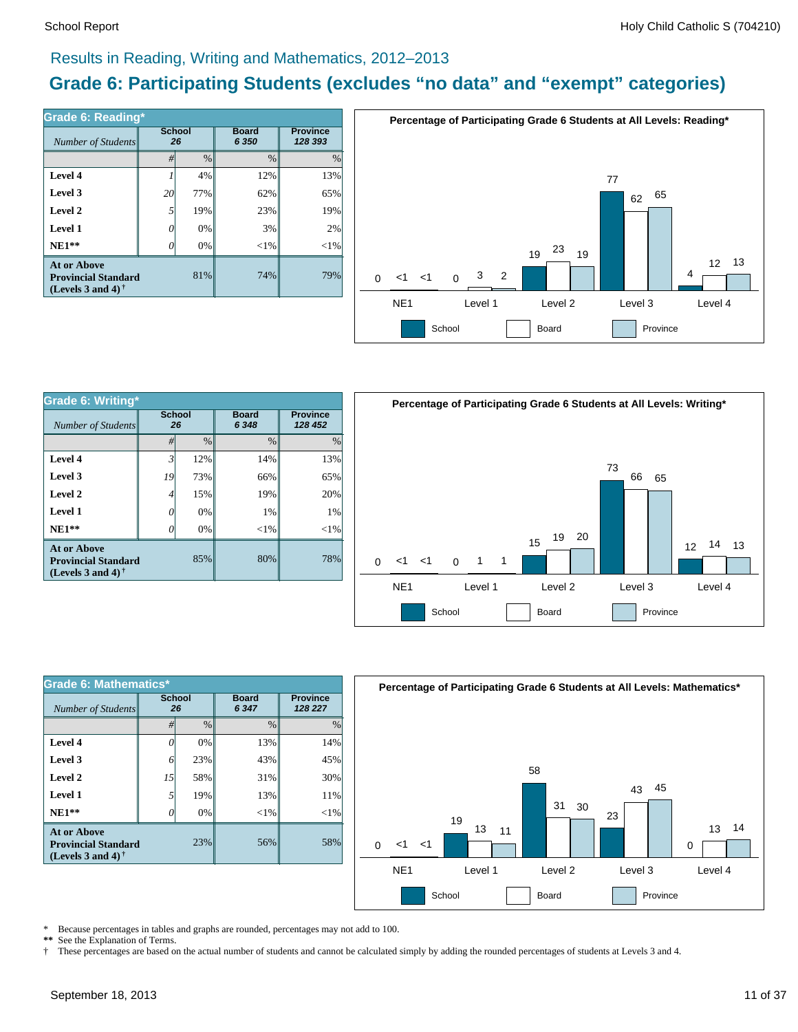# Results in Reading, Writing and Mathematics, 2012–2013

## Grade 6: Participating Students (excludes "no data" and "exempt" categories)

| Grade 6: Reading* | School | | Board | Province |
|---|---|---|---|---|
| *Number of Students* | 26 | | 6 350 | 128 393 |
| | # | % | % | % |
| **Level 4** | 1 | 4% | 12% | 13% |
| **Level 3** | 20 | 77% | 62% | 65% |
| **Level 2** | 5 | 19% | 23% | 19% |
| **Level 1** | 0 | 0% | 3% | 2% |
| **NE1**** | 0 | 0% | <1% | <1% |
| **At or Above Provincial Standard (Levels 3 and 4)†** | | 81% | 74% | 79% |

**Percentage of Participating Grade 6 Students at All Levels: Reading***

0 <1 <1 0 3 2 19 23 19 77 62 65 4 12 13

NE1 Level 1 Level 2 Level 3 Level 4

School Board Province

| Grade 6: Writing* | School | | Board | Province |
|---|---|---|---|---|
| *Number of Students* | 26 | | 6 348 | 128 452 |
| | # | % | % | % |
| **Level 4** | 3 | 12% | 14% | 13% |
| **Level 3** | 19 | 73% | 66% | 65% |
| **Level 2** | 4 | 15% | 19% | 20% |
| **Level 1** | 0 | 0% | 1% | 1% |
| **NE1**** | 0 | 0% | <1% | <1% |
| **At or Above Provincial Standard (Levels 3 and 4)†** | | 85% | 80% | 78% |

**Percentage of Participating Grade 6 Students at All Levels: Writing***

0 <1 <1 0 1 1 15 19 20 73 66 65 12 14 13

NE1 Level 1 Level 2 Level 3 Level 4

School Board Province

| Grade 6: Mathematics* | School | | Board | Province |
|---|---|---|---|---|
| *Number of Students* | 26 | | 6 347 | 128 227 |
| | # | % | % | % |
| **Level 4** | 0 | 0% | 13% | 14% |
| **Level 3** | 6 | 23% | 43% | 45% |
| **Level 2** | 15 | 58% | 31% | 30% |
| **Level 1** | 5 | 19% | 13% | 11% |
| **NE1**** | 0 | 0% | <1% | <1% |
| **At or Above Provincial Standard (Levels 3 and 4)†** | | 23% | 56% | 58% |

**Percentage of Participating Grade 6 Students at All Levels: Mathematics***

0 <1 <1 19 13 11 58 31 30 23 43 45 0 13 14

NE1 Level 1 Level 2 Level 3 Level 4

School Board Province

\* Because percentages in tables and graphs are rounded, percentages may not add to 100.
** See the Explanation of Terms.
† These percentages are based on the actual number of students and cannot be calculated simply by adding the rounded percentages of students at Levels 3 and 4.

September 18, 2013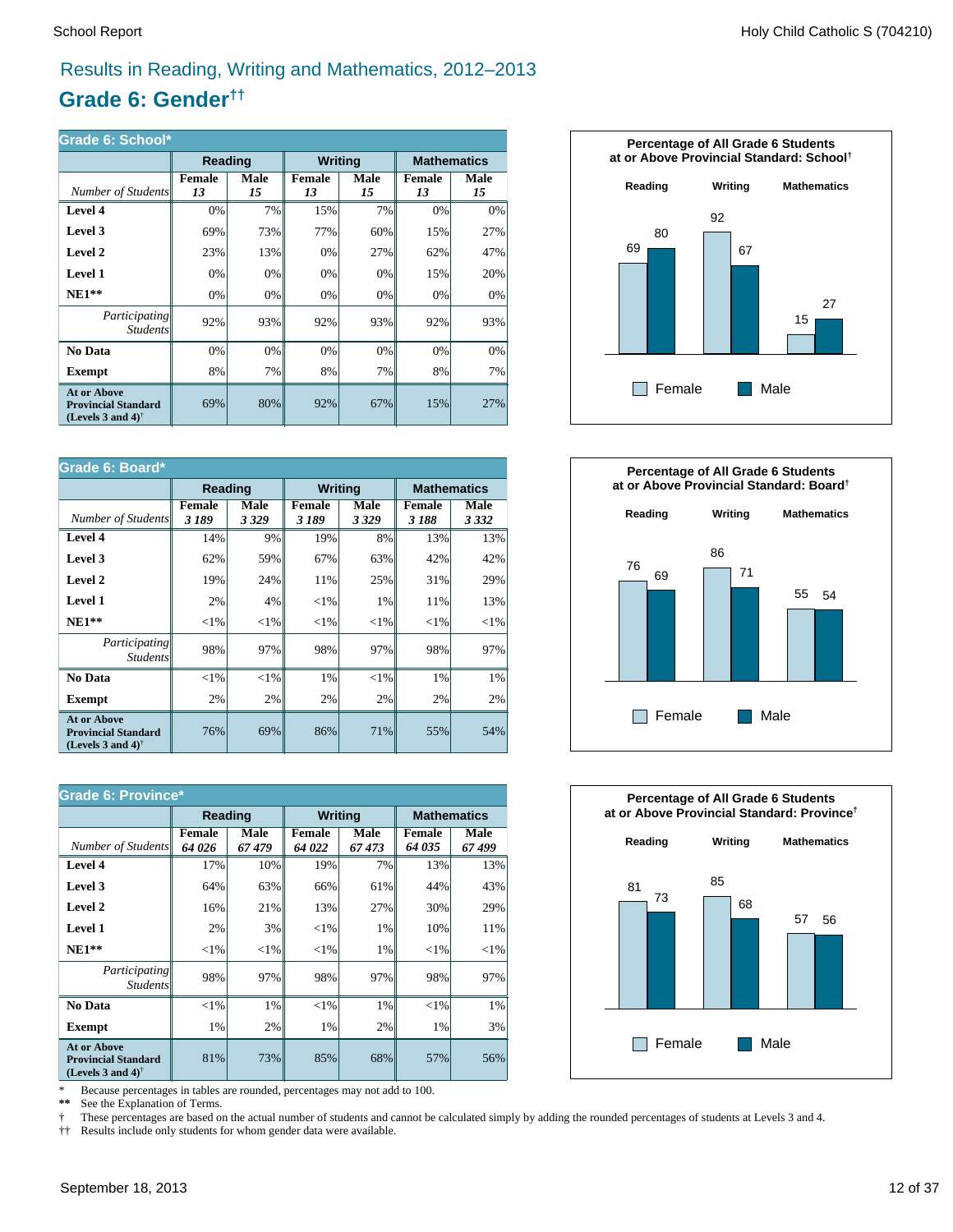# Results in Reading, Writing and Mathematics, 2012–2013

## Grade 6: Gender††

| Grade 6: School* | Reading | | Writing | | Mathematics | |
|---|---|---|---|---|---|---|
| *Number of Students* | **Female** *13* | **Male** *15* | **Female** *13* | **Male** *15* | **Female** *13* | **Male** *15* |
| **Level 4** | 0% | 7% | 15% | 7% | 0% | 0% |
| **Level 3** | 69% | 73% | 77% | 60% | 15% | 27% |
| **Level 2** | 23% | 13% | 0% | 27% | 62% | 47% |
| **Level 1** | 0% | 0% | 0% | 0% | 15% | 20% |
| **NE1**** | 0% | 0% | 0% | 0% | 0% | 0% |
| *Participating Students* | 92% | 93% | 92% | 93% | 92% | 93% |
| **No Data** | 0% | 0% | 0% | 0% | 0% | 0% |
| **Exempt** | 8% | 7% | 8% | 7% | 8% | 7% |
| **At or Above Provincial Standard (Levels 3 and 4)†** | 69% | 80% | 92% | 67% | 15% | 27% |

Percentage of All Grade 6 Students at or Above Provincial Standard: School†

Reading Writing Mathematics

69 80 92 67 15 27

Female Male

| Grade 6: Board* | Reading | | Writing | | Mathematics | |
|---|---|---|---|---|---|---|
| *Number of Students* | **Female** *3 189* | **Male** *3 329* | **Female** *3 189* | **Male** *3 329* | **Female** *3 188* | **Male** *3 332* |
| **Level 4** | 14% | 9% | 19% | 8% | 13% | 13% |
| **Level 3** | 62% | 59% | 67% | 63% | 42% | 42% |
| **Level 2** | 19% | 24% | 11% | 25% | 31% | 29% |
| **Level 1** | 2% | 4% | <1% | 1% | 11% | 13% |
| **NE1**** | <1% | <1% | <1% | <1% | <1% | <1% |
| *Participating Students* | 98% | 97% | 98% | 97% | 98% | 97% |
| **No Data** | <1% | <1% | 1% | <1% | 1% | 1% |
| **Exempt** | 2% | 2% | 2% | 2% | 2% | 2% |
| **At or Above Provincial Standard (Levels 3 and 4)†** | 76% | 69% | 86% | 71% | 55% | 54% |

Percentage of All Grade 6 Students at or Above Provincial Standard: Board†

Reading Writing Mathematics

76 69 86 71 55 54

Female Male

| Grade 6: Province* | Reading | | Writing | | Mathematics | |
|---|---|---|---|---|---|---|
| *Number of Students* | **Female** *64 026* | **Male** *67 479* | **Female** *64 022* | **Male** *67 473* | **Female** *64 035* | **Male** *67 499* |
| **Level 4** | 17% | 10% | 19% | 7% | 13% | 13% |
| **Level 3** | 64% | 63% | 66% | 61% | 44% | 43% |
| **Level 2** | 16% | 21% | 13% | 27% | 30% | 29% |
| **Level 1** | 2% | 3% | <1% | 1% | 10% | 11% |
| **NE1**** | <1% | <1% | <1% | 1% | <1% | <1% |
| *Participating Students* | 98% | 97% | 98% | 97% | 98% | 97% |
| **No Data** | <1% | 1% | <1% | 1% | <1% | 1% |
| **Exempt** | 1% | 2% | 1% | 2% | 1% | 3% |
| **At or Above Provincial Standard (Levels 3 and 4)†** | 81% | 73% | 85% | 68% | 57% | 56% |

Percentage of All Grade 6 Students at or Above Provincial Standard: Province†

Reading Writing Mathematics

81 73 85 68 57 56

Female Male

\* Because percentages in tables are rounded, percentages may not add to 100.

** See the Explanation of Terms.

† These percentages are based on the actual number of students and cannot be calculated simply by adding the rounded percentages of students at Levels 3 and 4.

†† Results include only students for whom gender data were available.

September 18, 2013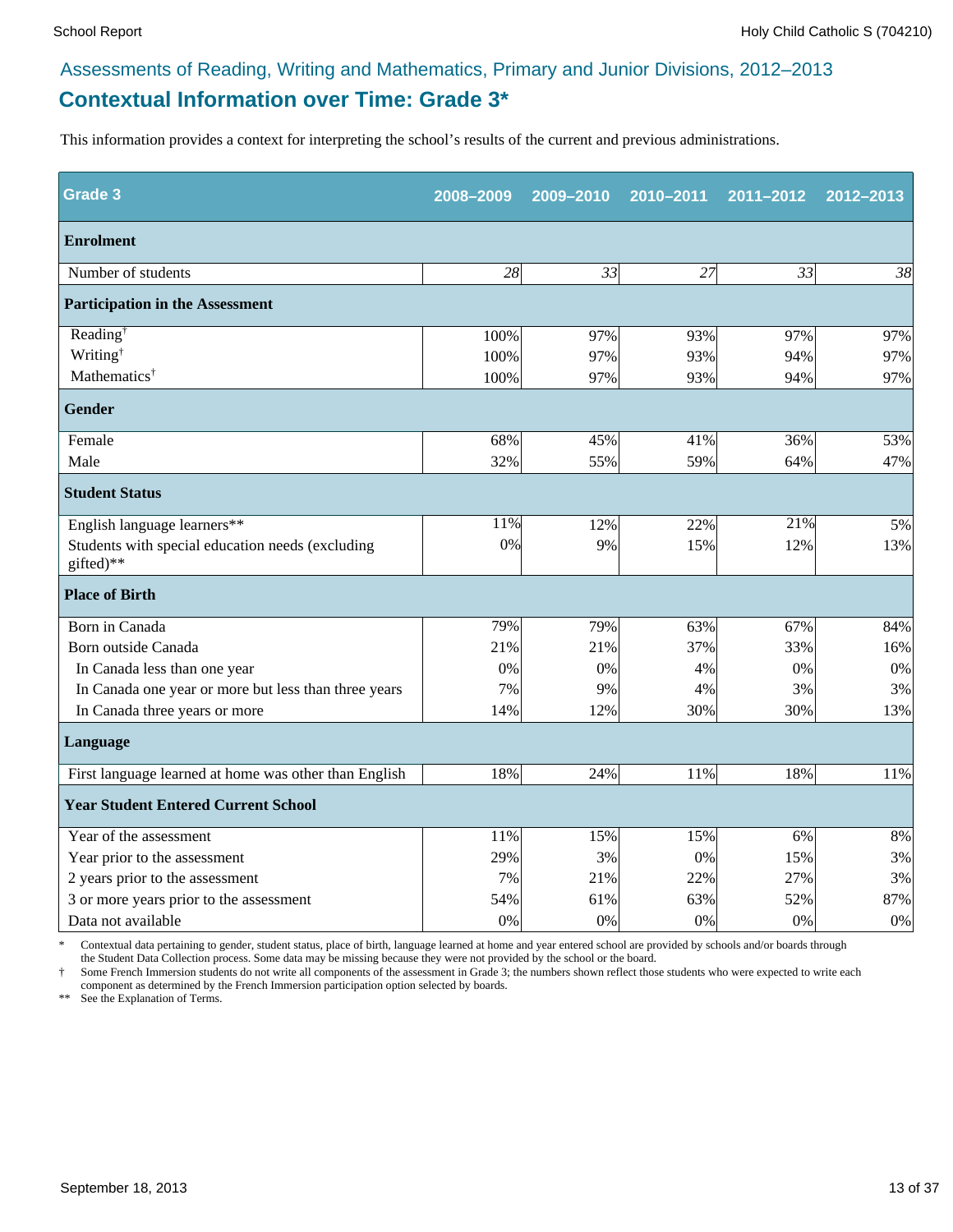Assessments of Reading, Writing and Mathematics, Primary and Junior Divisions, 2012–2013

## Contextual Information over Time: Grade 3*

This information provides a context for interpreting the school's results of the current and previous administrations.

| Grade 3 | 2008–2009 | 2009–2010 | 2010–2011 | 2011–2012 | 2012–2013 |
|---|---|---|---|---|---|
| **Enrolment** | | | | | |
| Number of students | *28* | *33* | *27* | *33* | *38* |
| **Participation in the Assessment** | | | | | |
| Reading† | 100% | 97% | 93% | 97% | 97% |
| Writing† | 100% | 97% | 93% | 94% | 97% |
| Mathematics† | 100% | 97% | 93% | 94% | 97% |
| **Gender** | | | | | |
| Female | 68% | 45% | 41% | 36% | 53% |
| Male | 32% | 55% | 59% | 64% | 47% |
| **Student Status** | | | | | |
| English language learners** | 11% | 12% | 22% | 21% | 5% |
| Students with special education needs (excluding gifted)** | 0% | 9% | 15% | 12% | 13% |
| **Place of Birth** | | | | | |
| Born in Canada | 79% | 79% | 63% | 67% | 84% |
| Born outside Canada | 21% | 21% | 37% | 33% | 16% |
| In Canada less than one year | 0% | 0% | 4% | 0% | 0% |
| In Canada one year or more but less than three years | 7% | 9% | 4% | 3% | 3% |
| In Canada three years or more | 14% | 12% | 30% | 30% | 13% |
| **Language** | | | | | |
| First language learned at home was other than English | 18% | 24% | 11% | 18% | 11% |
| **Year Student Entered Current School** | | | | | |
| Year of the assessment | 11% | 15% | 15% | 6% | 8% |
| Year prior to the assessment | 29% | 3% | 0% | 15% | 3% |
| 2 years prior to the assessment | 7% | 21% | 22% | 27% | 3% |
| 3 or more years prior to the assessment | 54% | 61% | 63% | 52% | 87% |
| Data not available | 0% | 0% | 0% | 0% | 0% |

\* Contextual data pertaining to gender, student status, place of birth, language learned at home and year entered school are provided by schools and/or boards through the Student Data Collection process. Some data may be missing because they were not provided by the school or the board.

† Some French Immersion students do not write all components of the assessment in Grade 3; the numbers shown reflect those students who were expected to write each component as determined by the French Immersion participation option selected by boards.

** See the Explanation of Terms.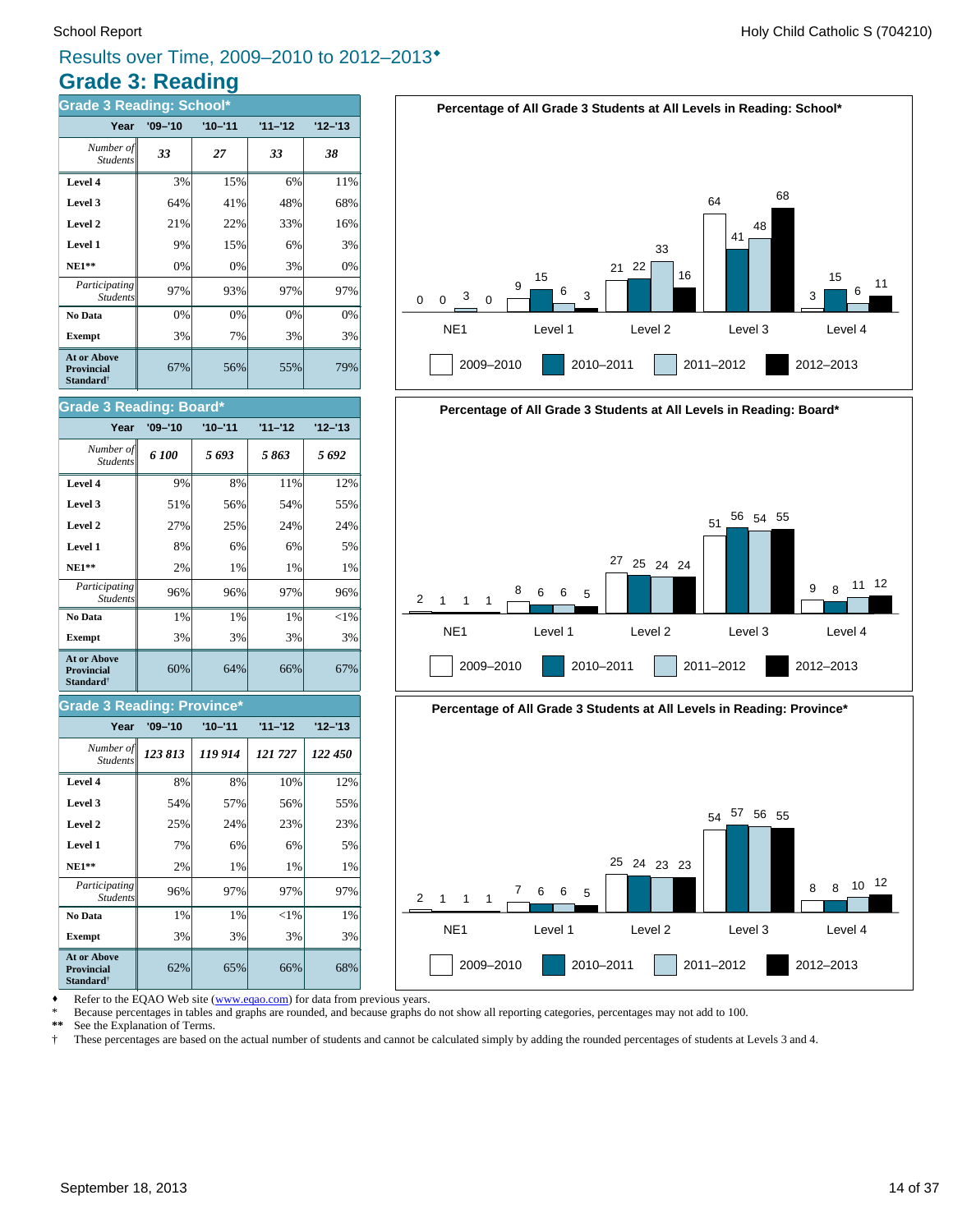# Results over Time, 2009–2010 to 2012–2013♦

## Grade 3: Reading

### Grade 3 Reading: School*

| Year | '09–'10 | '10–'11 | '11–'12 | '12–'13 |
|---|---|---|---|---|
| *Number of Students* | ***33*** | ***27*** | ***33*** | ***38*** |
| **Level 4** | 3% | 15% | 6% | 11% |
| **Level 3** | 64% | 41% | 48% | 68% |
| **Level 2** | 21% | 22% | 33% | 16% |
| **Level 1** | 9% | 15% | 6% | 3% |
| **NE1**** | 0% | 0% | 3% | 0% |
| *Participating Students* | 97% | 93% | 97% | 97% |
| **No Data** | 0% | 0% | 0% | 0% |
| **Exempt** | 3% | 7% | 3% | 3% |
| **At or Above Provincial Standard†** | 67% | 56% | 55% | 79% |

### Grade 3 Reading: Board*

| Year | '09–'10 | '10–'11 | '11–'12 | '12–'13 |
|---|---|---|---|---|
| *Number of Students* | ***6 100*** | ***5 693*** | ***5 863*** | ***5 692*** |
| **Level 4** | 9% | 8% | 11% | 12% |
| **Level 3** | 51% | 56% | 54% | 55% |
| **Level 2** | 27% | 25% | 24% | 24% |
| **Level 1** | 8% | 6% | 6% | 5% |
| **NE1**** | 2% | 1% | 1% | 1% |
| *Participating Students* | 96% | 96% | 97% | 96% |
| **No Data** | 1% | 1% | 1% | <1% |
| **Exempt** | 3% | 3% | 3% | 3% |
| **At or Above Provincial Standard†** | 60% | 64% | 66% | 67% |

### Grade 3 Reading: Province*

| Year | '09–'10 | '10–'11 | '11–'12 | '12–'13 |
|---|---|---|---|---|
| *Number of Students* | ***123 813*** | ***119 914*** | ***121 727*** | ***122 450*** |
| **Level 4** | 8% | 8% | 10% | 12% |
| **Level 3** | 54% | 57% | 56% | 55% |
| **Level 2** | 25% | 24% | 23% | 23% |
| **Level 1** | 7% | 6% | 6% | 5% |
| **NE1**** | 2% | 1% | 1% | 1% |
| *Participating Students* | 96% | 97% | 97% | 97% |
| **No Data** | 1% | 1% | <1% | 1% |
| **Exempt** | 3% | 3% | 3% | 3% |
| **At or Above Provincial Standard†** | 62% | 65% | 66% | 68% |

**Percentage of All Grade 3 Students at All Levels in Reading: School***

NE1: 0 0 3 0
Level 1: 9 15 6 3
Level 2: 21 22 33 16
Level 3: 64 41 48 68
Level 4: 3 15 6 11

2009–2010 2010–2011 2011–2012 2012–2013

**Percentage of All Grade 3 Students at All Levels in Reading: Board***

NE1: 2 1 1 1
Level 1: 8 6 6 5
Level 2: 27 25 24 24
Level 3: 51 56 54 55
Level 4: 9 8 11 12

2009–2010 2010–2011 2011–2012 2012–2013

**Percentage of All Grade 3 Students at All Levels in Reading: Province***

NE1: 2 1 1 1
Level 1: 7 6 6 5
Level 2: 25 24 23 23
Level 3: 54 57 56 55
Level 4: 8 8 10 12

2009–2010 2010–2011 2011–2012 2012–2013

♦ Refer to the EQAO Web site (www.eqao.com) for data from previous years.
\* Because percentages in tables and graphs are rounded, and because graphs do not show all reporting categories, percentages may not add to 100.
** See the Explanation of Terms.
† These percentages are based on the actual number of students and cannot be calculated simply by adding the rounded percentages of students at Levels 3 and 4.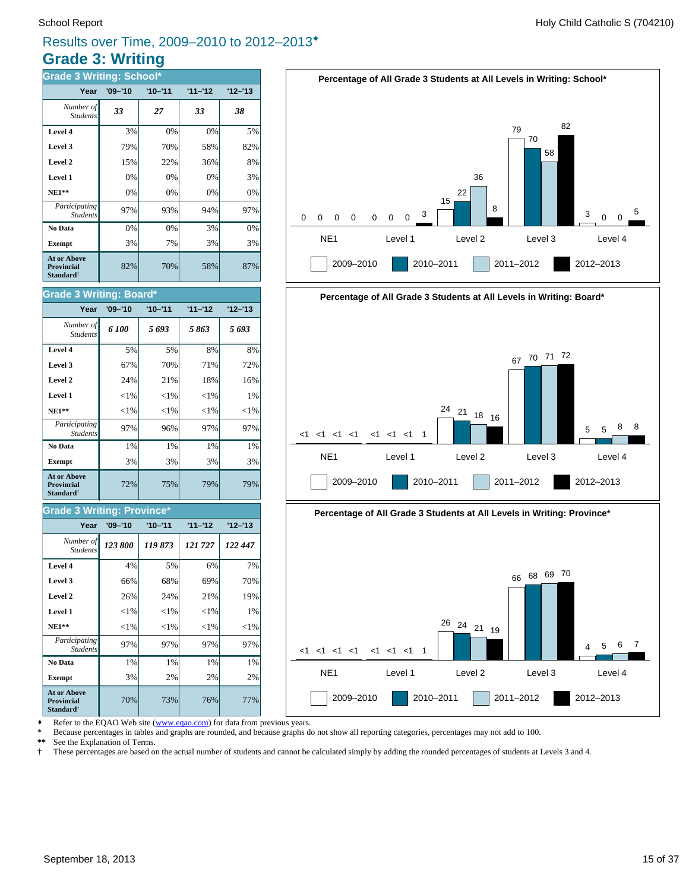## Results over Time, 2009–2010 to 2012–2013♦

# Grade 3: Writing

### Grade 3 Writing: School*

| Year | '09–'10 | '10–'11 | '11–'12 | '12–'13 |
|---|---|---|---|---|
| *Number of Students* | *33* | *27* | *33* | *38* |
| **Level 4** | 3% | 0% | 0% | 5% |
| **Level 3** | 79% | 70% | 58% | 82% |
| **Level 2** | 15% | 22% | 36% | 8% |
| **Level 1** | 0% | 0% | 0% | 3% |
| **NE1**** | 0% | 0% | 0% | 0% |
| *Participating Students* | 97% | 93% | 94% | 97% |
| **No Data** | 0% | 0% | 3% | 0% |
| **Exempt** | 3% | 7% | 3% | 3% |
| **At or Above Provincial Standard†** | 82% | 70% | 58% | 87% |

### Grade 3 Writing: Board*

| Year | '09–'10 | '10–'11 | '11–'12 | '12–'13 |
|---|---|---|---|---|
| *Number of Students* | *6 100* | *5 693* | *5 863* | *5 693* |
| **Level 4** | 5% | 5% | 8% | 8% |
| **Level 3** | 67% | 70% | 71% | 72% |
| **Level 2** | 24% | 21% | 18% | 16% |
| **Level 1** | <1% | <1% | <1% | 1% |
| **NE1**** | <1% | <1% | <1% | <1% |
| *Participating Students* | 97% | 96% | 97% | 97% |
| **No Data** | 1% | 1% | 1% | 1% |
| **Exempt** | 3% | 3% | 3% | 3% |
| **At or Above Provincial Standard†** | 72% | 75% | 79% | 79% |

### Grade 3 Writing: Province*

| Year | '09–'10 | '10–'11 | '11–'12 | '12–'13 |
|---|---|---|---|---|
| *Number of Students* | *123 800* | *119 873* | *121 727* | *122 447* |
| **Level 4** | 4% | 5% | 6% | 7% |
| **Level 3** | 66% | 68% | 69% | 70% |
| **Level 2** | 26% | 24% | 21% | 19% |
| **Level 1** | <1% | <1% | <1% | 1% |
| **NE1**** | <1% | <1% | <1% | <1% |
| *Participating Students* | 97% | 97% | 97% | 97% |
| **No Data** | 1% | 1% | 1% | 1% |
| **Exempt** | 3% | 2% | 2% | 2% |
| **At or Above Provincial Standard†** | 70% | 73% | 76% | 77% |

**Percentage of All Grade 3 Students at All Levels in Writing: School***

0 0 0 0 | 0 0 0 3 | 15 22 36 8 | 79 70 58 82 | 3 0 0 5

NE1 Level 1 Level 2 Level 3 Level 4

2009–2010 2010–2011 2011–2012 2012–2013

**Percentage of All Grade 3 Students at All Levels in Writing: Board***

<1 <1 <1 <1 | <1 <1 <1 1 | 24 21 18 16 | 67 70 71 72 | 5 5 8 8

NE1 Level 1 Level 2 Level 3 Level 4

2009–2010 2010–2011 2011–2012 2012–2013

**Percentage of All Grade 3 Students at All Levels in Writing: Province***

<1 <1 <1 <1 | <1 <1 <1 1 | 26 24 21 19 | 66 68 69 70 | 4 5 6 7

NE1 Level 1 Level 2 Level 3 Level 4

2009–2010 2010–2011 2011–2012 2012–2013

♦ Refer to the EQAO Web site (www.eqao.com) for data from previous years.
* Because percentages in tables and graphs are rounded, and because graphs do not show all reporting categories, percentages may not add to 100.
** See the Explanation of Terms.
† These percentages are based on the actual number of students and cannot be calculated simply by adding the rounded percentages of students at Levels 3 and 4.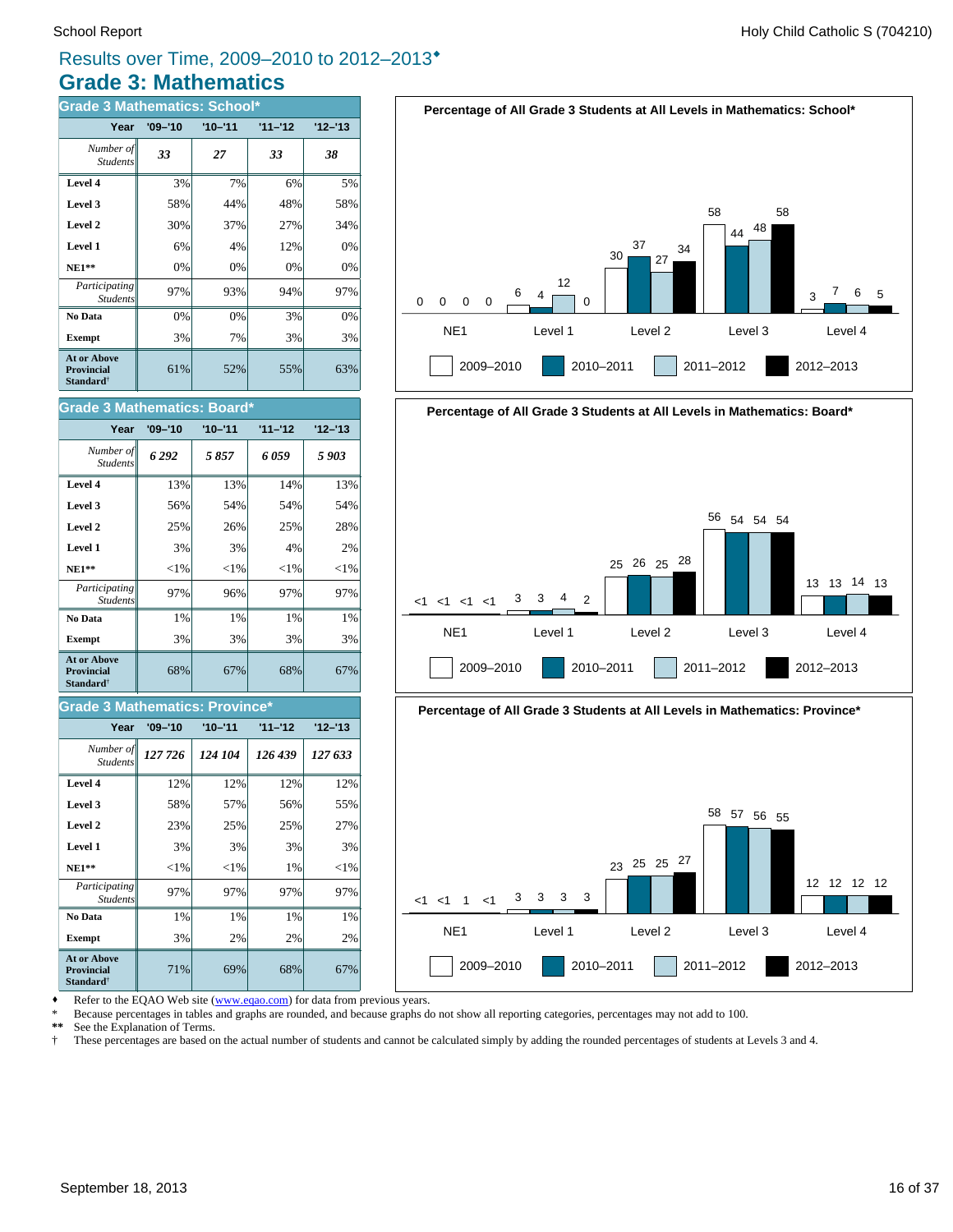# Results over Time, 2009–2010 to 2012–2013♦

## Grade 3: Mathematics

### Grade 3 Mathematics: School*

| Year | '09–'10 | '10–'11 | '11–'12 | '12–'13 |
|---|---|---|---|---|
| *Number of Students* | *33* | *27* | *33* | *38* |
| **Level 4** | 3% | 7% | 6% | 5% |
| **Level 3** | 58% | 44% | 48% | 58% |
| **Level 2** | 30% | 37% | 27% | 34% |
| **Level 1** | 6% | 4% | 12% | 0% |
| **NE1**** | 0% | 0% | 0% | 0% |
| *Participating Students* | 97% | 93% | 94% | 97% |
| **No Data** | 0% | 0% | 3% | 0% |
| **Exempt** | 3% | 7% | 3% | 3% |
| **At or Above Provincial Standard†** | 61% | 52% | 55% | 63% |

**Percentage of All Grade 3 Students at All Levels in Mathematics: School***

NE1: 0 0 0 0
Level 1: 6 4 12 0
Level 2: 30 37 27 34
Level 3: 58 44 48 58
Level 4: 3 7 6 5

2009–2010 2010–2011 2011–2012 2012–2013

### Grade 3 Mathematics: Board*

| Year | '09–'10 | '10–'11 | '11–'12 | '12–'13 |
|---|---|---|---|---|
| *Number of Students* | *6 292* | *5 857* | *6 059* | *5 903* |
| **Level 4** | 13% | 13% | 14% | 13% |
| **Level 3** | 56% | 54% | 54% | 54% |
| **Level 2** | 25% | 26% | 25% | 28% |
| **Level 1** | 3% | 3% | 4% | 2% |
| **NE1**** | <1% | <1% | <1% | <1% |
| *Participating Students* | 97% | 96% | 97% | 97% |
| **No Data** | 1% | 1% | 1% | 1% |
| **Exempt** | 3% | 3% | 3% | 3% |
| **At or Above Provincial Standard†** | 68% | 67% | 68% | 67% |

**Percentage of All Grade 3 Students at All Levels in Mathematics: Board***

NE1: <1 <1 <1 <1
Level 1: 3 3 4 2
Level 2: 25 26 25 28
Level 3: 56 54 54 54
Level 4: 13 13 14 13

2009–2010 2010–2011 2011–2012 2012–2013

### Grade 3 Mathematics: Province*

| Year | '09–'10 | '10–'11 | '11–'12 | '12–'13 |
|---|---|---|---|---|
| *Number of Students* | *127 726* | *124 104* | *126 439* | *127 633* |
| **Level 4** | 12% | 12% | 12% | 12% |
| **Level 3** | 58% | 57% | 56% | 55% |
| **Level 2** | 23% | 25% | 25% | 27% |
| **Level 1** | 3% | 3% | 3% | 3% |
| **NE1**** | <1% | <1% | 1% | <1% |
| *Participating Students* | 97% | 97% | 97% | 97% |
| **No Data** | 1% | 1% | 1% | 1% |
| **Exempt** | 3% | 2% | 2% | 2% |
| **At or Above Provincial Standard†** | 71% | 69% | 68% | 67% |

**Percentage of All Grade 3 Students at All Levels in Mathematics: Province***

NE1: <1 <1 1 <1
Level 1: 3 3 3 3
Level 2: 23 25 25 27
Level 3: 58 57 56 55
Level 4: 12 12 12 12

2009–2010 2010–2011 2011–2012 2012–2013

♦ Refer to the EQAO Web site (www.eqao.com) for data from previous years.
\* Because percentages in tables and graphs are rounded, and because graphs do not show all reporting categories, percentages may not add to 100.
** See the Explanation of Terms.
† These percentages are based on the actual number of students and cannot be calculated simply by adding the rounded percentages of students at Levels 3 and 4.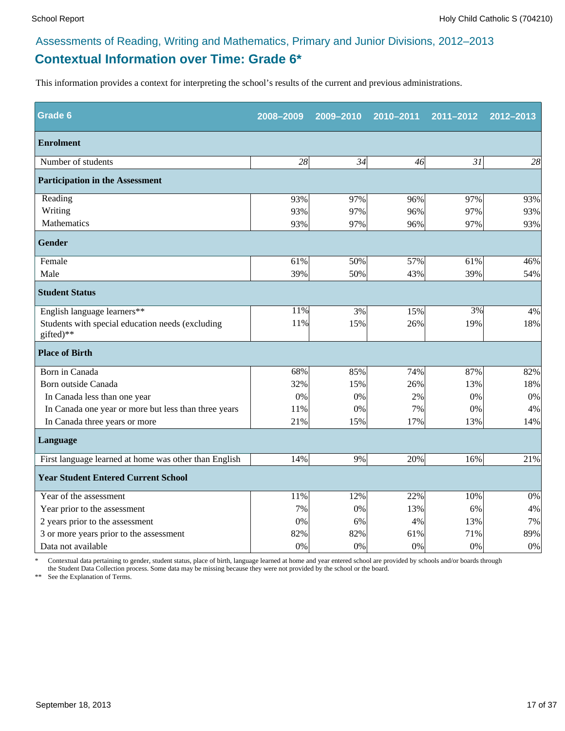Assessments of Reading, Writing and Mathematics, Primary and Junior Divisions, 2012–2013

## Contextual Information over Time: Grade 6*

This information provides a context for interpreting the school's results of the current and previous administrations.

| Grade 6 | 2008–2009 | 2009–2010 | 2010–2011 | 2011–2012 | 2012–2013 |
|---|---|---|---|---|---|
| **Enrolment** | | | | | |
| Number of students | *28* | *34* | *46* | *31* | *28* |
| **Participation in the Assessment** | | | | | |
| Reading | 93% | 97% | 96% | 97% | 93% |
| Writing | 93% | 97% | 96% | 97% | 93% |
| Mathematics | 93% | 97% | 96% | 97% | 93% |
| **Gender** | | | | | |
| Female | 61% | 50% | 57% | 61% | 46% |
| Male | 39% | 50% | 43% | 39% | 54% |
| **Student Status** | | | | | |
| English language learners** | 11% | 3% | 15% | 3% | 4% |
| Students with special education needs (excluding gifted)** | 11% | 15% | 26% | 19% | 18% |
| **Place of Birth** | | | | | |
| Born in Canada | 68% | 85% | 74% | 87% | 82% |
| Born outside Canada | 32% | 15% | 26% | 13% | 18% |
| In Canada less than one year | 0% | 0% | 2% | 0% | 0% |
| In Canada one year or more but less than three years | 11% | 0% | 7% | 0% | 4% |
| In Canada three years or more | 21% | 15% | 17% | 13% | 14% |
| **Language** | | | | | |
| First language learned at home was other than English | 14% | 9% | 20% | 16% | 21% |
| **Year Student Entered Current School** | | | | | |
| Year of the assessment | 11% | 12% | 22% | 10% | 0% |
| Year prior to the assessment | 7% | 0% | 13% | 6% | 4% |
| 2 years prior to the assessment | 0% | 6% | 4% | 13% | 7% |
| 3 or more years prior to the assessment | 82% | 82% | 61% | 71% | 89% |
| Data not available | 0% | 0% | 0% | 0% | 0% |

\* Contextual data pertaining to gender, student status, place of birth, language learned at home and year entered school are provided by schools and/or boards through the Student Data Collection process. Some data may be missing because they were not provided by the school or the board.

** See the Explanation of Terms.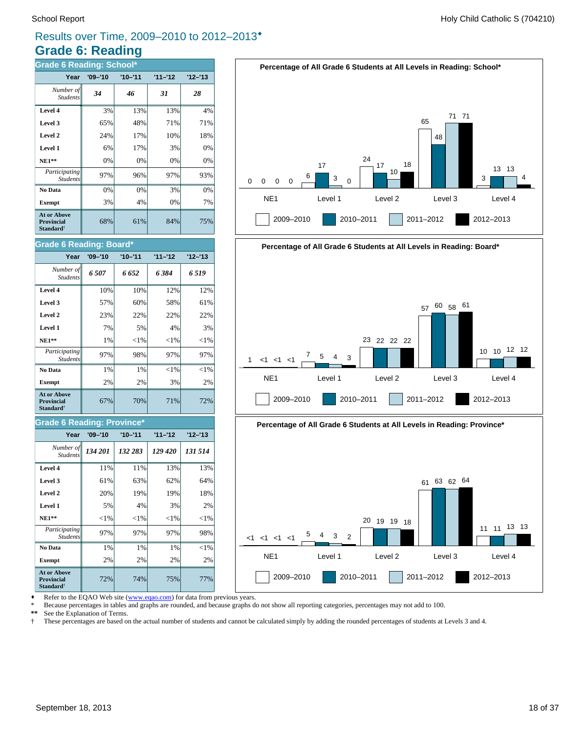# Results over Time, 2009–2010 to 2012–2013♦

## Grade 6: Reading

### Grade 6 Reading: School*

| Year | '09–'10 | '10–'11 | '11–'12 | '12–'13 |
|---|---|---|---|---|
| *Number of Students* | ***34*** | ***46*** | ***31*** | ***28*** |
| **Level 4** | 3% | 13% | 13% | 4% |
| **Level 3** | 65% | 48% | 71% | 71% |
| **Level 2** | 24% | 17% | 10% | 18% |
| **Level 1** | 6% | 17% | 3% | 0% |
| **NE1**** | 0% | 0% | 0% | 0% |
| *Participating Students* | 97% | 96% | 97% | 93% |
| **No Data** | 0% | 0% | 3% | 0% |
| **Exempt** | 3% | 4% | 0% | 7% |
| **At or Above Provincial Standard†** | 68% | 61% | 84% | 75% |

Percentage of All Grade 6 Students at All Levels in Reading: School*

NE1: 0 0 0 0
Level 1: 6 17 3 0
Level 2: 24 17 10 18
Level 3: 65 48 71 71
Level 4: 3 13 13 4

2009–2010 2010–2011 2011–2012 2012–2013

### Grade 6 Reading: Board*

| Year | '09–'10 | '10–'11 | '11–'12 | '12–'13 |
|---|---|---|---|---|
| *Number of Students* | ***6 507*** | ***6 652*** | ***6 384*** | ***6 519*** |
| **Level 4** | 10% | 10% | 12% | 12% |
| **Level 3** | 57% | 60% | 58% | 61% |
| **Level 2** | 23% | 22% | 22% | 22% |
| **Level 1** | 7% | 5% | 4% | 3% |
| **NE1**** | 1% | <1% | <1% | <1% |
| *Participating Students* | 97% | 98% | 97% | 97% |
| **No Data** | 1% | 1% | <1% | <1% |
| **Exempt** | 2% | 2% | 3% | 2% |
| **At or Above Provincial Standard†** | 67% | 70% | 71% | 72% |

Percentage of All Grade 6 Students at All Levels in Reading: Board*

NE1: 1 <1 <1 <1
Level 1: 7 5 4 3
Level 2: 23 22 22 22
Level 3: 57 60 58 61
Level 4: 10 10 12 12

2009–2010 2010–2011 2011–2012 2012–2013

### Grade 6 Reading: Province*

| Year | '09–'10 | '10–'11 | '11–'12 | '12–'13 |
|---|---|---|---|---|
| *Number of Students* | ***134 201*** | ***132 283*** | ***129 420*** | ***131 514*** |
| **Level 4** | 11% | 11% | 13% | 13% |
| **Level 3** | 61% | 63% | 62% | 64% |
| **Level 2** | 20% | 19% | 19% | 18% |
| **Level 1** | 5% | 4% | 3% | 2% |
| **NE1**** | <1% | <1% | <1% | <1% |
| *Participating Students* | 97% | 97% | 97% | 98% |
| **No Data** | 1% | 1% | 1% | <1% |
| **Exempt** | 2% | 2% | 2% | 2% |
| **At or Above Provincial Standard†** | 72% | 74% | 75% | 77% |

Percentage of All Grade 6 Students at All Levels in Reading: Province*

NE1: <1 <1 <1 <1
Level 1: 5 4 3 2
Level 2: 20 19 19 18
Level 3: 61 63 62 64
Level 4: 11 11 13 13

2009–2010 2010–2011 2011–2012 2012–2013

♦ Refer to the EQAO Web site (www.eqao.com) for data from previous years.

\* Because percentages in tables and graphs are rounded, and because graphs do not show all reporting categories, percentages may not add to 100.

** See the Explanation of Terms.

† These percentages are based on the actual number of students and cannot be calculated simply by adding the rounded percentages of students at Levels 3 and 4.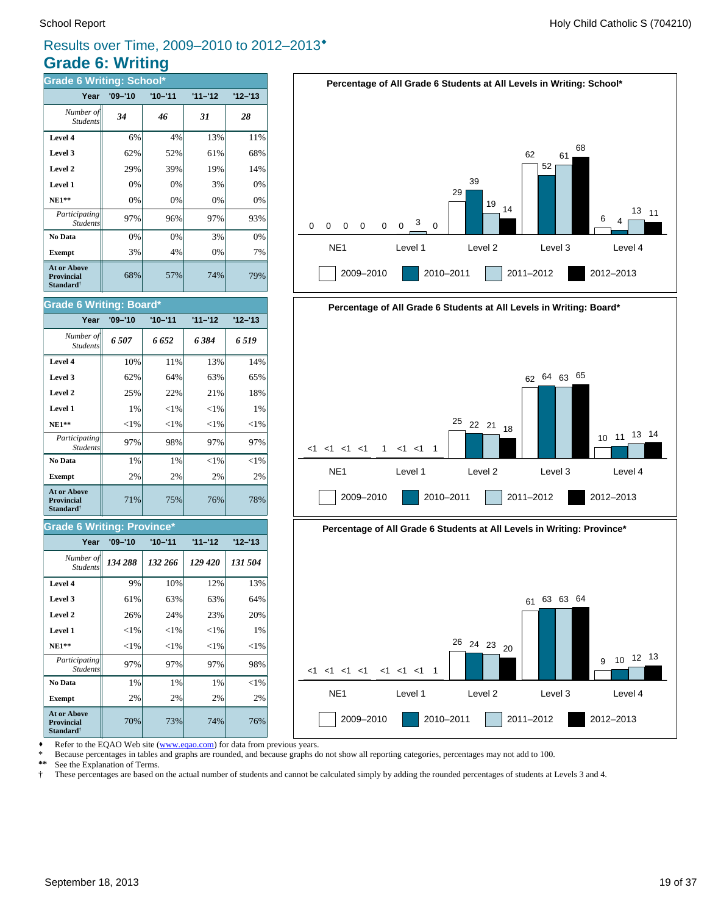# Results over Time, 2009–2010 to 2012–2013♦

## Grade 6: Writing

### Grade 6 Writing: School*

| Year | '09–'10 | '10–'11 | '11–'12 | '12–'13 |
|---|---|---|---|---|
| *Number of Students* | *34* | *46* | *31* | *28* |
| **Level 4** | 6% | 4% | 13% | 11% |
| **Level 3** | 62% | 52% | 61% | 68% |
| **Level 2** | 29% | 39% | 19% | 14% |
| **Level 1** | 0% | 0% | 3% | 0% |
| **NE1**** | 0% | 0% | 0% | 0% |
| *Participating Students* | 97% | 96% | 97% | 93% |
| **No Data** | 0% | 0% | 3% | 0% |
| **Exempt** | 3% | 4% | 0% | 7% |
| **At or Above Provincial Standard†** | 68% | 57% | 74% | 79% |

Percentage of All Grade 6 Students at All Levels in Writing: School*

NE1: 0 0 0 0
Level 1: 0 0 3 0
Level 2: 29 39 19 14
Level 3: 62 52 61 68
Level 4: 6 4 13 11

2009–2010 2010–2011 2011–2012 2012–2013

### Grade 6 Writing: Board*

| Year | '09–'10 | '10–'11 | '11–'12 | '12–'13 |
|---|---|---|---|---|
| *Number of Students* | *6 507* | *6 652* | *6 384* | *6 519* |
| **Level 4** | 10% | 11% | 13% | 14% |
| **Level 3** | 62% | 64% | 63% | 65% |
| **Level 2** | 25% | 22% | 21% | 18% |
| **Level 1** | 1% | <1% | <1% | 1% |
| **NE1**** | <1% | <1% | <1% | <1% |
| *Participating Students* | 97% | 98% | 97% | 97% |
| **No Data** | 1% | 1% | <1% | <1% |
| **Exempt** | 2% | 2% | 2% | 2% |
| **At or Above Provincial Standard†** | 71% | 75% | 76% | 78% |

Percentage of All Grade 6 Students at All Levels in Writing: Board*

NE1: <1 <1 <1 <1
Level 1: 1 <1 <1 1
Level 2: 25 22 21 18
Level 3: 62 64 63 65
Level 4: 10 11 13 14

2009–2010 2010–2011 2011–2012 2012–2013

### Grade 6 Writing: Province*

| Year | '09–'10 | '10–'11 | '11–'12 | '12–'13 |
|---|---|---|---|---|
| *Number of Students* | *134 288* | *132 266* | *129 420* | *131 504* |
| **Level 4** | 9% | 10% | 12% | 13% |
| **Level 3** | 61% | 63% | 63% | 64% |
| **Level 2** | 26% | 24% | 23% | 20% |
| **Level 1** | <1% | <1% | <1% | 1% |
| **NE1**** | <1% | <1% | <1% | <1% |
| *Participating Students* | 97% | 97% | 97% | 98% |
| **No Data** | 1% | 1% | 1% | <1% |
| **Exempt** | 2% | 2% | 2% | 2% |
| **At or Above Provincial Standard†** | 70% | 73% | 74% | 76% |

Percentage of All Grade 6 Students at All Levels in Writing: Province*

NE1: <1 <1 <1 <1
Level 1: <1 <1 <1 1
Level 2: 26 24 23 20
Level 3: 61 63 63 64
Level 4: 9 10 12 13

2009–2010 2010–2011 2011–2012 2012–2013

♦ Refer to the EQAO Web site (www.eqao.com) for data from previous years.
\* Because percentages in tables and graphs are rounded, and because graphs do not show all reporting categories, percentages may not add to 100.
** See the Explanation of Terms.
† These percentages are based on the actual number of students and cannot be calculated simply by adding the rounded percentages of students at Levels 3 and 4.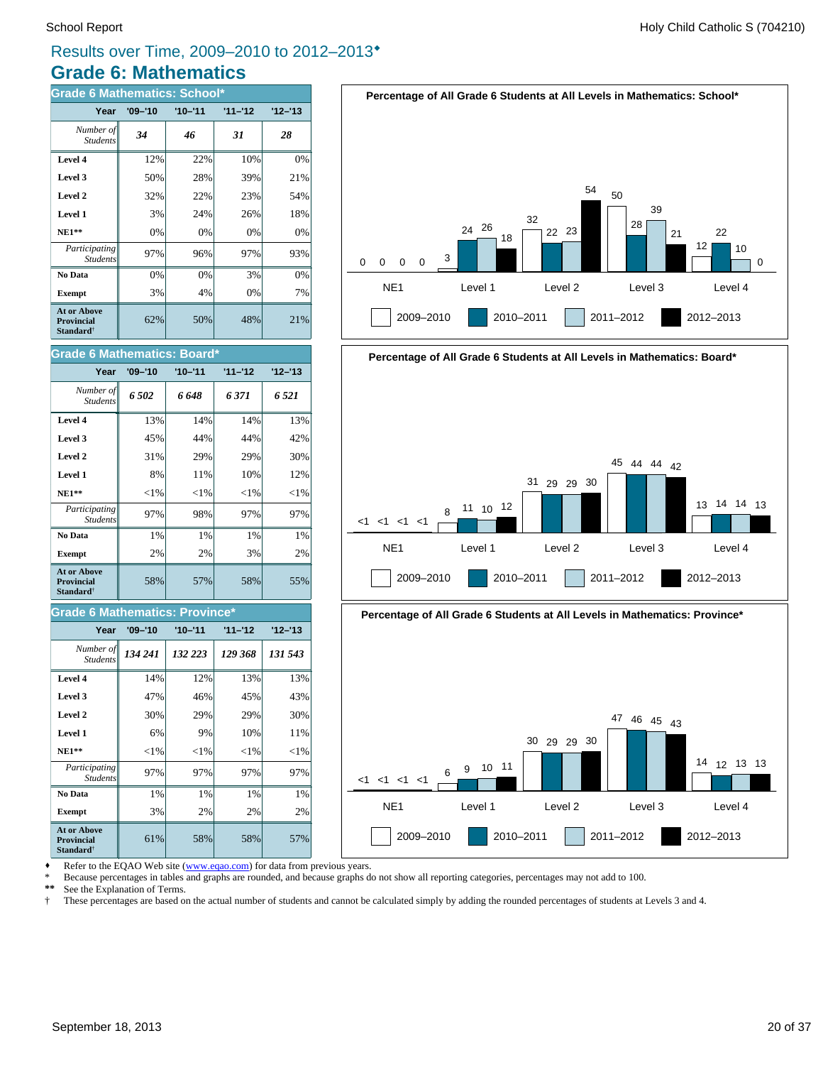# Results over Time, 2009–2010 to 2012–2013♦

## Grade 6: Mathematics

### Grade 6 Mathematics: School*

| Year | '09–'10 | '10–'11 | '11–'12 | '12–'13 |
|---|---|---|---|---|
| *Number of Students* | ***34*** | ***46*** | ***31*** | ***28*** |
| **Level 4** | 12% | 22% | 10% | 0% |
| **Level 3** | 50% | 28% | 39% | 21% |
| **Level 2** | 32% | 22% | 23% | 54% |
| **Level 1** | 3% | 24% | 26% | 18% |
| **NE1**** | 0% | 0% | 0% | 0% |
| *Participating Students* | 97% | 96% | 97% | 93% |
| **No Data** | 0% | 0% | 3% | 0% |
| **Exempt** | 3% | 4% | 0% | 7% |
| **At or Above Provincial Standard†** | 62% | 50% | 48% | 21% |

**Percentage of All Grade 6 Students at All Levels in Mathematics: School***

NE1: 0 0 0 0
Level 1: 3 24 26 18
Level 2: 32 22 23 54
Level 3: 50 28 39 21
Level 4: 12 22 10 0

2009–2010 2010–2011 2011–2012 2012–2013

### Grade 6 Mathematics: Board*

| Year | '09–'10 | '10–'11 | '11–'12 | '12–'13 |
|---|---|---|---|---|
| *Number of Students* | ***6 502*** | ***6 648*** | ***6 371*** | ***6 521*** |
| **Level 4** | 13% | 14% | 14% | 13% |
| **Level 3** | 45% | 44% | 44% | 42% |
| **Level 2** | 31% | 29% | 29% | 30% |
| **Level 1** | 8% | 11% | 10% | 12% |
| **NE1**** | <1% | <1% | <1% | <1% |
| *Participating Students* | 97% | 98% | 97% | 97% |
| **No Data** | 1% | 1% | 1% | 1% |
| **Exempt** | 2% | 2% | 3% | 2% |
| **At or Above Provincial Standard†** | 58% | 57% | 58% | 55% |

**Percentage of All Grade 6 Students at All Levels in Mathematics: Board***

NE1: <1 <1 <1 <1
Level 1: 8 11 10 12
Level 2: 31 29 29 30
Level 3: 45 44 44 42
Level 4: 13 14 14 13

2009–2010 2010–2011 2011–2012 2012–2013

### Grade 6 Mathematics: Province*

| Year | '09–'10 | '10–'11 | '11–'12 | '12–'13 |
|---|---|---|---|---|
| *Number of Students* | ***134 241*** | ***132 223*** | ***129 368*** | ***131 543*** |
| **Level 4** | 14% | 12% | 13% | 13% |
| **Level 3** | 47% | 46% | 45% | 43% |
| **Level 2** | 30% | 29% | 29% | 30% |
| **Level 1** | 6% | 9% | 10% | 11% |
| **NE1**** | <1% | <1% | <1% | <1% |
| *Participating Students* | 97% | 97% | 97% | 97% |
| **No Data** | 1% | 1% | 1% | 1% |
| **Exempt** | 3% | 2% | 2% | 2% |
| **At or Above Provincial Standard†** | 61% | 58% | 58% | 57% |

**Percentage of All Grade 6 Students at All Levels in Mathematics: Province***

NE1: <1 <1 <1 <1
Level 1: 6 9 10 11
Level 2: 30 29 29 30
Level 3: 47 46 45 43
Level 4: 14 12 13 13

2009–2010 2010–2011 2011–2012 2012–2013

♦ Refer to the EQAO Web site (www.eqao.com) for data from previous years.
* Because percentages in tables and graphs are rounded, and because graphs do not show all reporting categories, percentages may not add to 100.
** See the Explanation of Terms.
† These percentages are based on the actual number of students and cannot be calculated simply by adding the rounded percentages of students at Levels 3 and 4.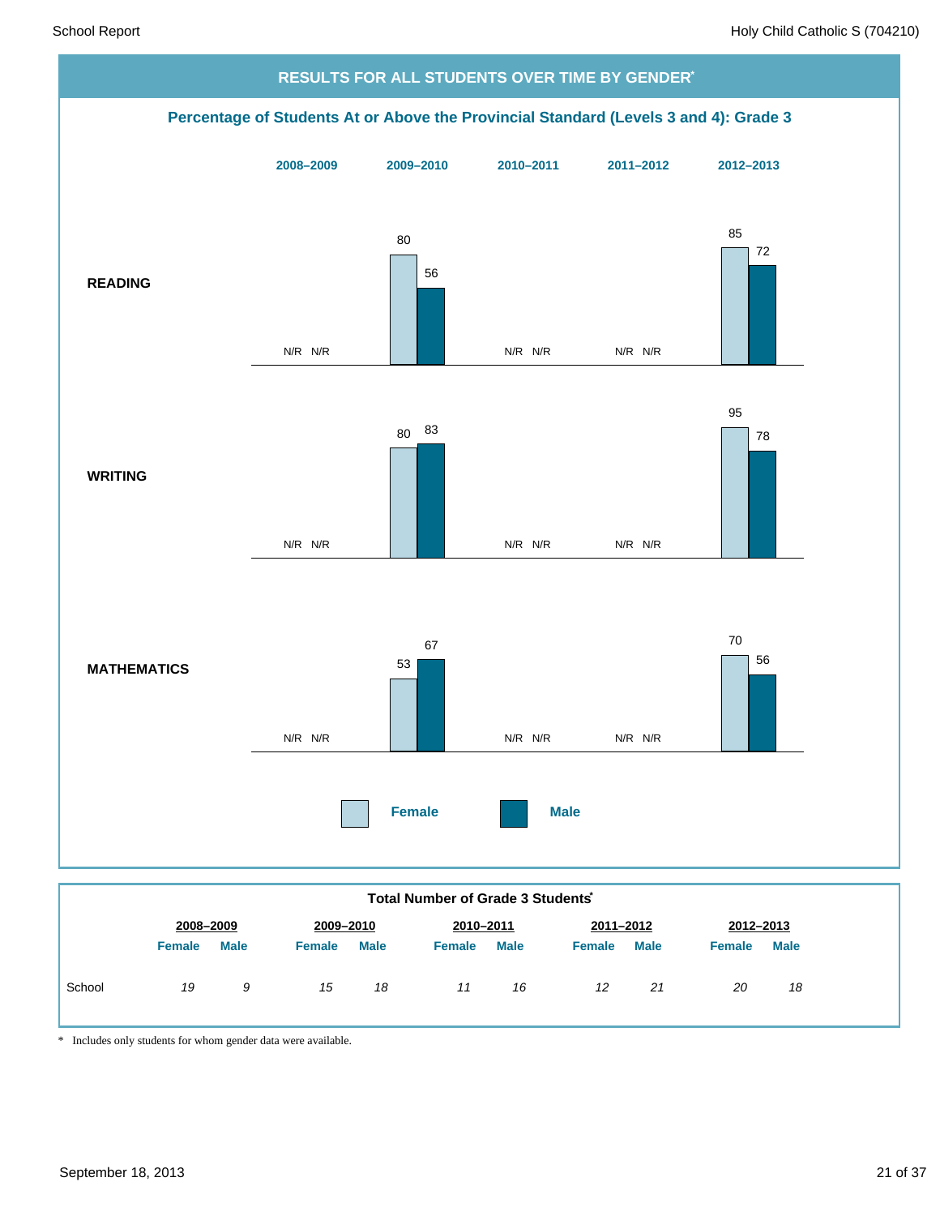## RESULTS FOR ALL STUDENTS OVER TIME BY GENDER*

### Percentage of Students At or Above the Provincial Standard (Levels 3 and 4): Grade 3

2008–2009 2009–2010 2010–2011 2011–2012 2012–2013

**READING**

N/R N/R 80 56 N/R N/R N/R N/R 85 72

**WRITING**

N/R N/R 80 83 N/R N/R N/R N/R 95 78

**MATHEMATICS**

N/R N/R 53 67 N/R N/R N/R N/R 70 56

Female Male

### Total Number of Grade 3 Students*

| | 2008–2009 | | 2009–2010 | | 2010–2011 | | 2011–2012 | | 2012–2013 | |
|---|---|---|---|---|---|---|---|---|---|---|
| | Female | Male | Female | Male | Female | Male | Female | Male | Female | Male |
| School | *19* | *9* | *15* | *18* | *11* | *16* | *12* | *21* | *20* | *18* |

\* Includes only students for whom gender data were available.

September 18, 2013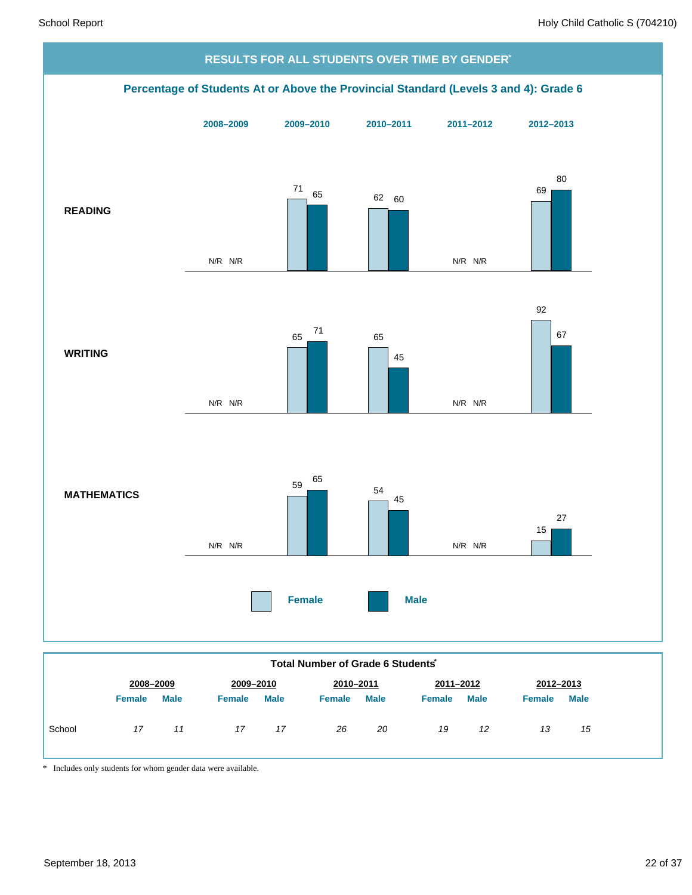## RESULTS FOR ALL STUDENTS OVER TIME BY GENDER*

### Percentage of Students At or Above the Provincial Standard (Levels 3 and 4): Grade 6

2008–2009 2009–2010 2010–2011 2011–2012 2012–2013

**READING**

N/R N/R 71 65 62 60 N/R N/R 69 80

**WRITING**

N/R N/R 65 71 65 45 N/R N/R 92 67

**MATHEMATICS**

N/R N/R 59 65 54 45 N/R N/R 15 27

Female Male

### Total Number of Grade 6 Students*

| | 2008–2009 | | 2009–2010 | | 2010–2011 | | 2011–2012 | | 2012–2013 | |
|---|---|---|---|---|---|---|---|---|---|---|
| | Female | Male | Female | Male | Female | Male | Female | Male | Female | Male |
| School | *17* | *11* | *17* | *17* | *26* | *20* | *19* | *12* | *13* | *15* |

\* Includes only students for whom gender data were available.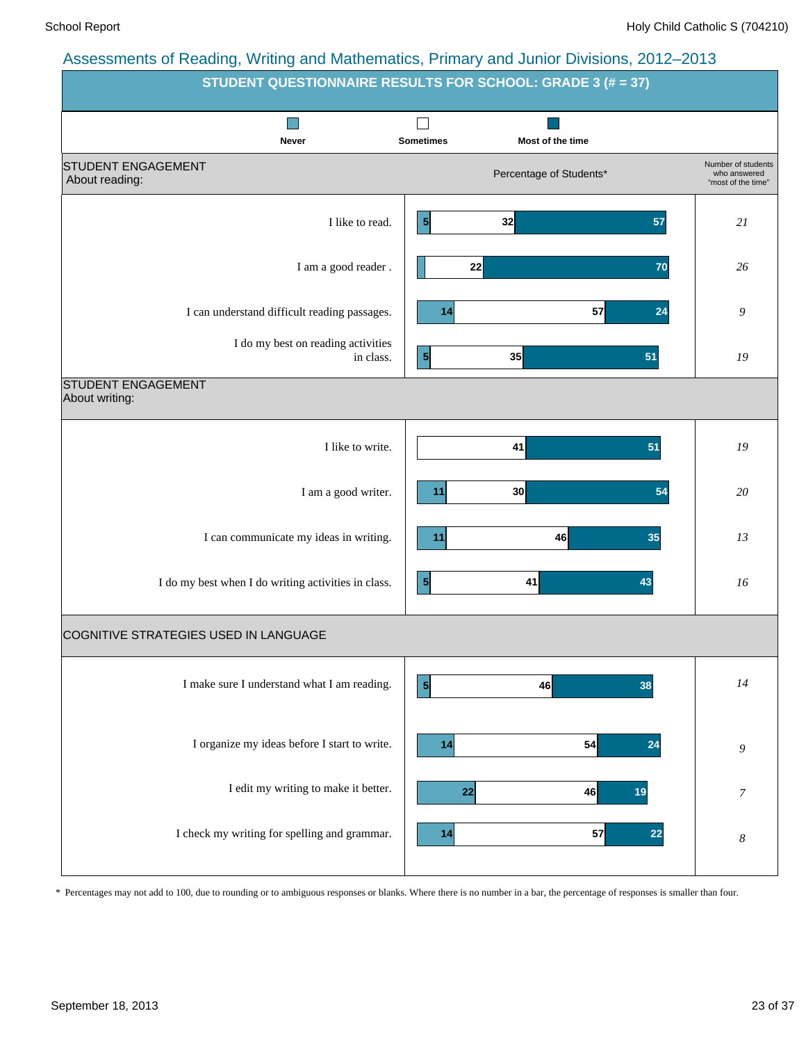## Assessments of Reading, Writing and Mathematics, Primary and Junior Divisions, 2012–2013

**STUDENT QUESTIONNAIRE RESULTS FOR SCHOOL: GRADE 3 (# = 37)**

Never
Sometimes
Most of the time

STUDENT ENGAGEMENT
About reading:

Percentage of Students*

Number of students who answered "most of the time"

I like to read.
5 32 57
21

I am a good reader .
22 70
26

I can understand difficult reading passages.
14 57 24
9

I do my best on reading activities in class.
5 35 51
19

STUDENT ENGAGEMENT
About writing:

I like to write.
41 51
19

I am a good writer.
11 30 54
20

I can communicate my ideas in writing.
11 46 35
13

I do my best when I do writing activities in class.
5 41 43
16

COGNITIVE STRATEGIES USED IN LANGUAGE

I make sure I understand what I am reading.
5 46 38
14

I organize my ideas before I start to write.
14 54 24
9

I edit my writing to make it better.
22 46 19
7

I check my writing for spelling and grammar.
14 57 22
8

\* Percentages may not add to 100, due to rounding or to ambiguous responses or blanks. Where there is no number in a bar, the percentage of responses is smaller than four.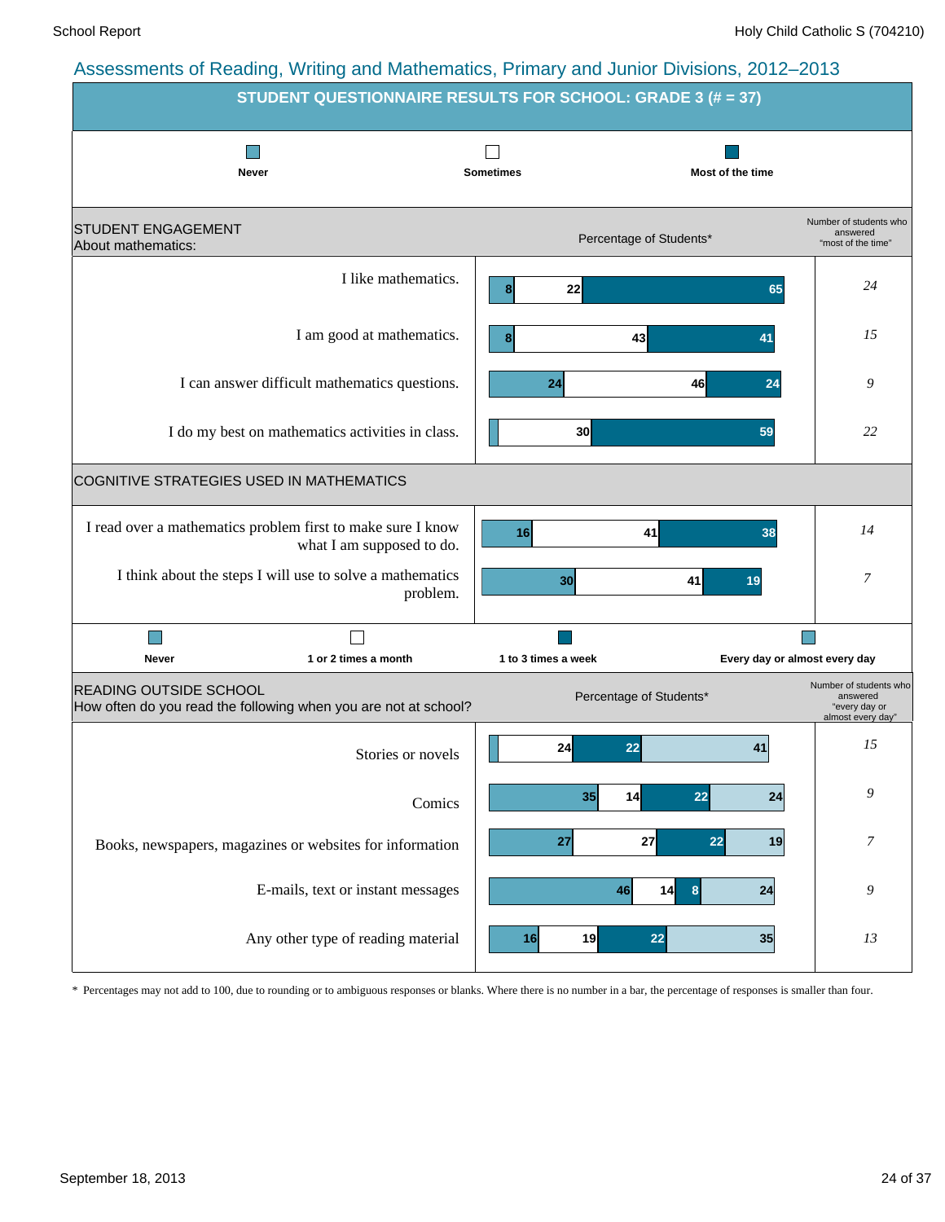## Assessments of Reading, Writing and Mathematics, Primary and Junior Divisions, 2012–2013

**STUDENT QUESTIONNAIRE RESULTS FOR SCHOOL: GRADE 3 (# = 37)**

Never
Sometimes
Most of the time

STUDENT ENGAGEMENT
About mathematics:

Percentage of Students*

Number of students who answered "most of the time"

I like mathematics.
8
22
65
24

I am good at mathematics.
8
43
41
15

I can answer difficult mathematics questions.
24
46
24
9

I do my best on mathematics activities in class.
30
59
22

COGNITIVE STRATEGIES USED IN MATHEMATICS

I read over a mathematics problem first to make sure I know what I am supposed to do.
16
41
38
14

I think about the steps I will use to solve a mathematics problem.
30
41
19
7

Never
1 or 2 times a month
1 to 3 times a week
Every day or almost every day

READING OUTSIDE SCHOOL
How often do you read the following when you are not at school?

Percentage of Students*

Number of students who answered "every day or almost every day"

Stories or novels
24
22
41
15

Comics
35
14
22
24
9

Books, newspapers, magazines or websites for information
27
27
22
19
7

E-mails, text or instant messages
46
14
8
24
9

Any other type of reading material
16
19
22
35
13

\* Percentages may not add to 100, due to rounding or to ambiguous responses or blanks. Where there is no number in a bar, the percentage of responses is smaller than four.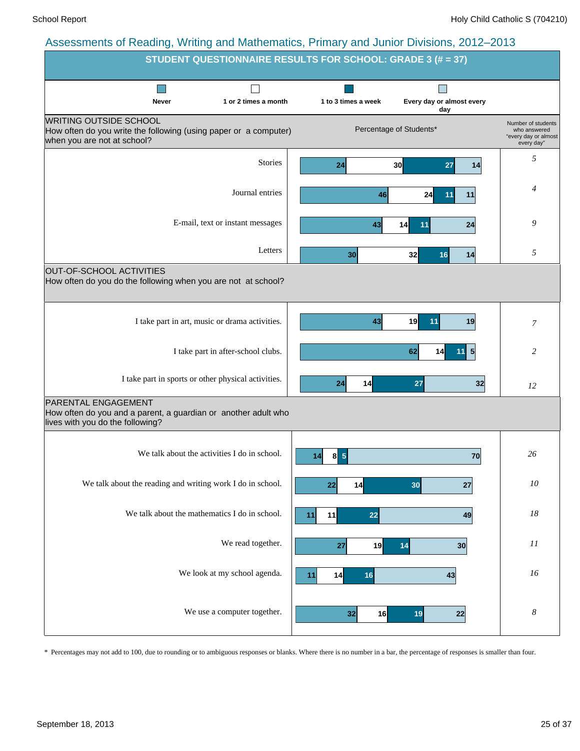## Assessments of Reading, Writing and Mathematics, Primary and Junior Divisions, 2012–2013

### STUDENT QUESTIONNAIRE RESULTS FOR SCHOOL: GRADE 3 (# = 37)

Never
1 or 2 times a month
1 to 3 times a week
Every day or almost every day

**WRITING OUTSIDE SCHOOL**
How often do you write the following (using paper or a computer) when you are not at school?

Percentage of Students*

Number of students who answered "every day or almost every day"

Stories: 24, 30, 27, 14 — 5

Journal entries: 46, 24, 11, 11 — 4

E-mail, text or instant messages: 43, 14, 11, 24 — 9

Letters: 30, 32, 16, 14 — 5

**OUT-OF-SCHOOL ACTIVITIES**
How often do you do the following when you are not at school?

I take part in art, music or drama activities.: 43, 19, 11, 19 — 7

I take part in after-school clubs.: 62, 14, 11, 5 — 2

I take part in sports or other physical activities.: 24, 14, 27, 32 — 12

**PARENTAL ENGAGEMENT**
How often do you and a parent, a guardian or another adult who lives with you do the following?

We talk about the activities I do in school.: 14, 8, 5, 70 — 26

We talk about the reading and writing work I do in school.: 22, 14, 30, 27 — 10

We talk about the mathematics I do in school.: 11, 11, 22, 49 — 18

We read together.: 27, 19, 14, 30 — 11

We look at my school agenda.: 11, 14, 16, 43 — 16

We use a computer together.: 32, 16, 19, 22 — 8

\* Percentages may not add to 100, due to rounding or to ambiguous responses or blanks. Where there is no number in a bar, the percentage of responses is smaller than four.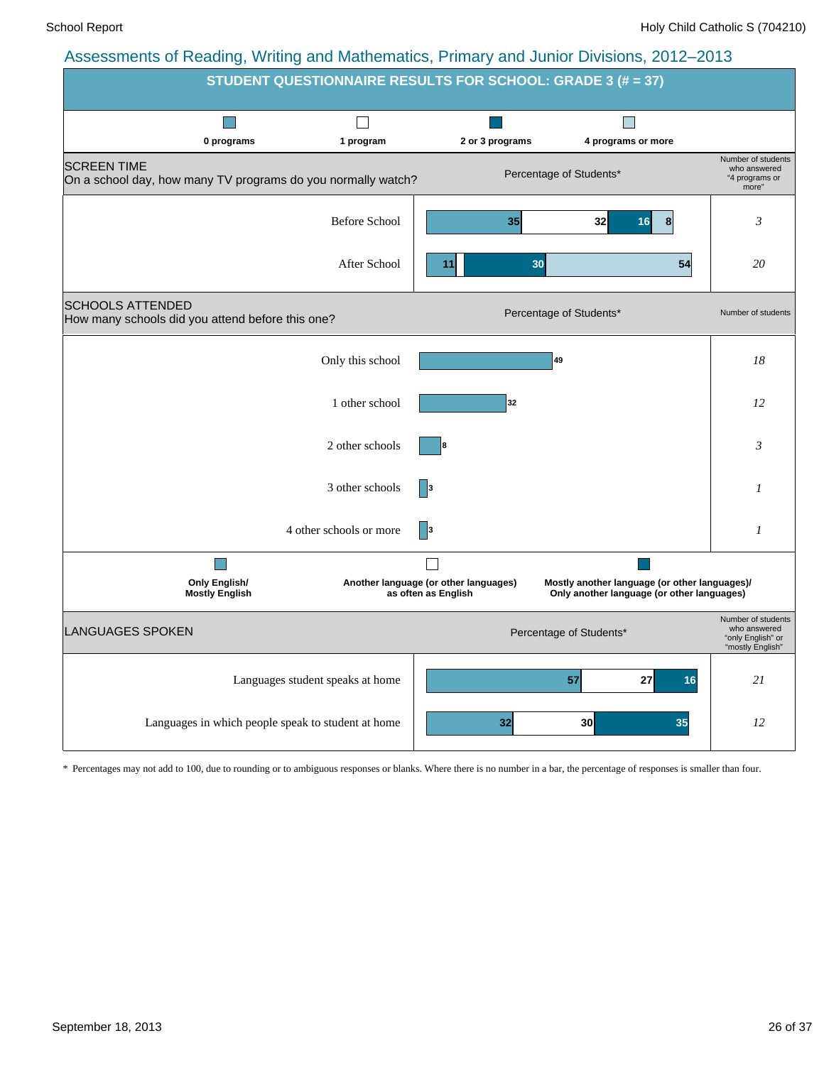## Assessments of Reading, Writing and Mathematics, Primary and Junior Divisions, 2012–2013

**STUDENT QUESTIONNAIRE RESULTS FOR SCHOOL: GRADE 3 (# = 37)**

**0 programs** **1 program** **2 or 3 programs** **4 programs or more**

SCREEN TIME
On a school day, how many TV programs do you normally watch?

Percentage of Students*

Number of students who answered "4 programs or more"

Before School 35 32 16 8 3

After School 11 30 54 20

SCHOOLS ATTENDED
How many schools did you attend before this one?

Percentage of Students*

Number of students

Only this school 49 18

1 other school 32 12

2 other schools 8 3

3 other schools 3 1

4 other schools or more 3 1

**Only English/ Mostly English** **Another language (or other languages) as often as English** **Mostly another language (or other languages)/ Only another language (or other languages)**

LANGUAGES SPOKEN

Percentage of Students*

Number of students who answered "only English" or "mostly English"

Languages student speaks at home 57 27 16 21

Languages in which people speak to student at home 32 30 35 12

\* Percentages may not add to 100, due to rounding or to ambiguous responses or blanks. Where there is no number in a bar, the percentage of responses is smaller than four.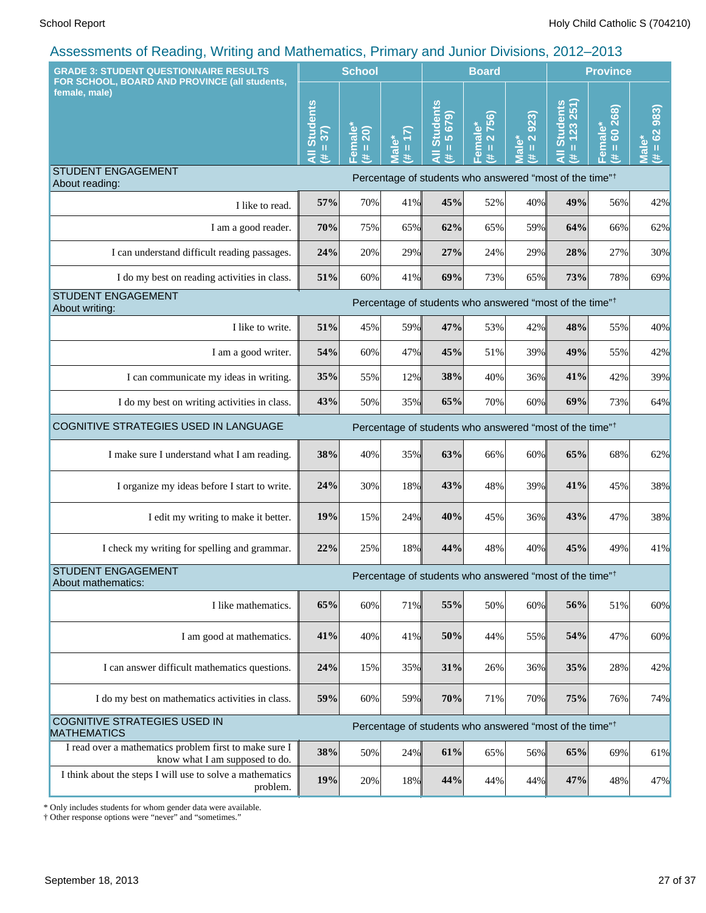## Assessments of Reading, Writing and Mathematics, Primary and Junior Divisions, 2012–2013

| GRADE 3: STUDENT QUESTIONNAIRE RESULTS FOR SCHOOL, BOARD AND PROVINCE (all students, female, male) | School | | | Board | | | Province | | |
|---|---|---|---|---|---|---|---|---|---|
| | All Students (# = 37) | Female* (# = 20) | Male* (# = 17) | All Students (# = 5 679) | Female* (# = 2 756) | Male* (# = 2 923) | All Students (# = 123 251) | Female* (# = 60 268) | Male* (# = 62 983) |
| **STUDENT ENGAGEMENT About reading:** | Percentage of students who answered "most of the time"† | | | | | | | | |
| I like to read. | **57%** | 70% | 41% | **45%** | 52% | 40% | **49%** | 56% | 42% |
| I am a good reader. | **70%** | 75% | 65% | **62%** | 65% | 59% | **64%** | 66% | 62% |
| I can understand difficult reading passages. | **24%** | 20% | 29% | **27%** | 24% | 29% | **28%** | 27% | 30% |
| I do my best on reading activities in class. | **51%** | 60% | 41% | **69%** | 73% | 65% | **73%** | 78% | 69% |
| **STUDENT ENGAGEMENT About writing:** | Percentage of students who answered "most of the time"† | | | | | | | | |
| I like to write. | **51%** | 45% | 59% | **47%** | 53% | 42% | **48%** | 55% | 40% |
| I am a good writer. | **54%** | 60% | 47% | **45%** | 51% | 39% | **49%** | 55% | 42% |
| I can communicate my ideas in writing. | **35%** | 55% | 12% | **38%** | 40% | 36% | **41%** | 42% | 39% |
| I do my best on writing activities in class. | **43%** | 50% | 35% | **65%** | 70% | 60% | **69%** | 73% | 64% |
| **COGNITIVE STRATEGIES USED IN LANGUAGE** | Percentage of students who answered "most of the time"† | | | | | | | | |
| I make sure I understand what I am reading. | **38%** | 40% | 35% | **63%** | 66% | 60% | **65%** | 68% | 62% |
| I organize my ideas before I start to write. | **24%** | 30% | 18% | **43%** | 48% | 39% | **41%** | 45% | 38% |
| I edit my writing to make it better. | **19%** | 15% | 24% | **40%** | 45% | 36% | **43%** | 47% | 38% |
| I check my writing for spelling and grammar. | **22%** | 25% | 18% | **44%** | 48% | 40% | **45%** | 49% | 41% |
| **STUDENT ENGAGEMENT About mathematics:** | Percentage of students who answered "most of the time"† | | | | | | | | |
| I like mathematics. | **65%** | 60% | 71% | **55%** | 50% | 60% | **56%** | 51% | 60% |
| I am good at mathematics. | **41%** | 40% | 41% | **50%** | 44% | 55% | **54%** | 47% | 60% |
| I can answer difficult mathematics questions. | **24%** | 15% | 35% | **31%** | 26% | 36% | **35%** | 28% | 42% |
| I do my best on mathematics activities in class. | **59%** | 60% | 59% | **70%** | 71% | 70% | **75%** | 76% | 74% |
| **COGNITIVE STRATEGIES USED IN MATHEMATICS** | Percentage of students who answered "most of the time"† | | | | | | | | |
| I read over a mathematics problem first to make sure I know what I am supposed to do. | **38%** | 50% | 24% | **61%** | 65% | 56% | **65%** | 69% | 61% |
| I think about the steps I will use to solve a mathematics problem. | **19%** | 20% | 18% | **44%** | 44% | 44% | **47%** | 48% | 47% |

\* Only includes students for whom gender data were available.
† Other response options were "never" and "sometimes."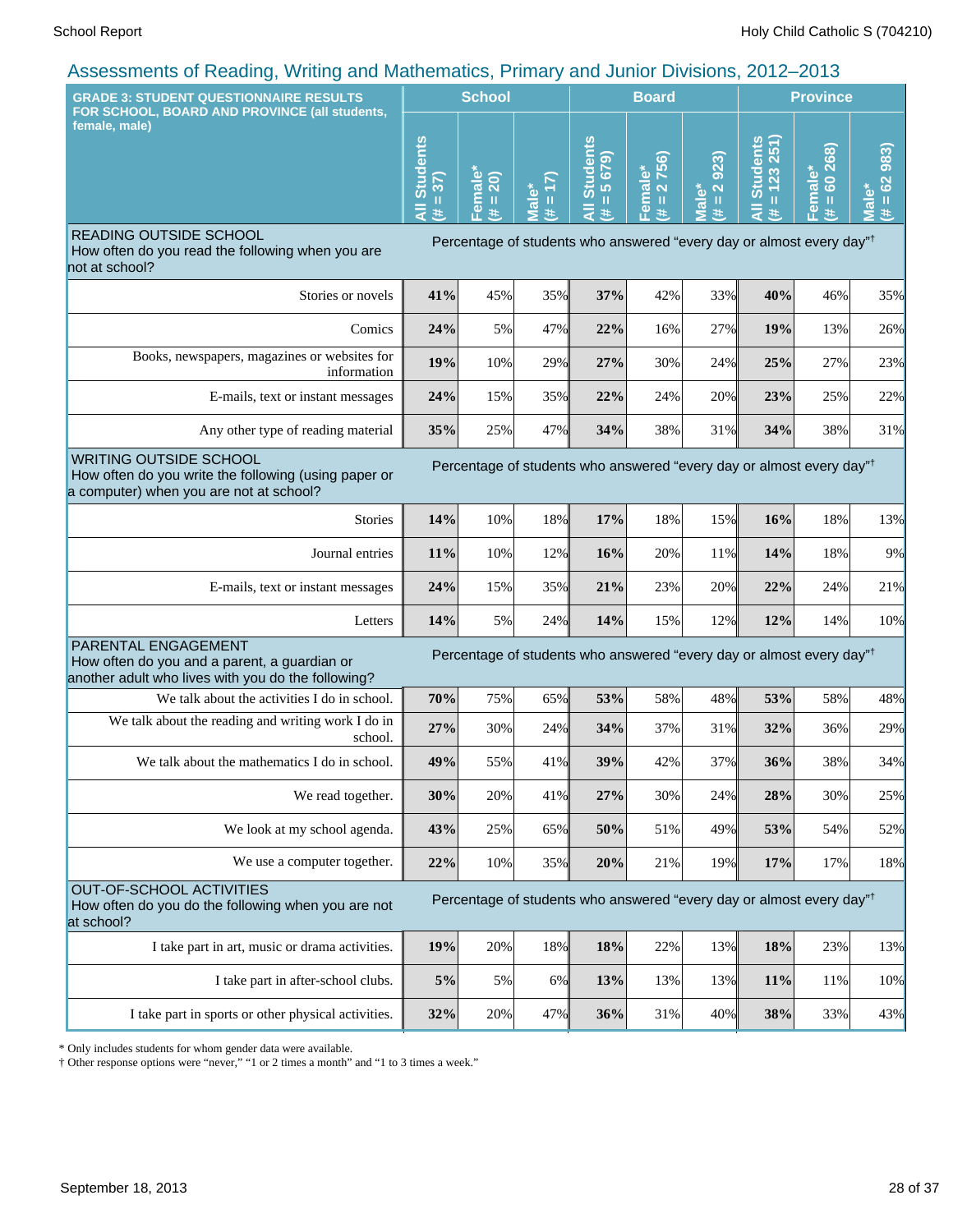## Assessments of Reading, Writing and Mathematics, Primary and Junior Divisions, 2012–2013

| GRADE 3: STUDENT QUESTIONNAIRE RESULTS FOR SCHOOL, BOARD AND PROVINCE (all students, female, male) | School | | | Board | | | Province | | |
|---|---|---|---|---|---|---|---|---|---|
| | All Students (# = 37) | Female* (# = 20) | Male* (# = 17) | All Students (# = 5 679) | Female* (# = 2 756) | Male* (# = 2 923) | All Students (# = 123 251) | Female* (# = 60 268) | Male* (# = 62 983) |
| **READING OUTSIDE SCHOOL** How often do you read the following when you are not at school? | Percentage of students who answered "every day or almost every day"† | | | | | | | | |
| Stories or novels | **41%** | 45% | 35% | **37%** | 42% | 33% | **40%** | 46% | 35% |
| Comics | **24%** | 5% | 47% | **22%** | 16% | 27% | **19%** | 13% | 26% |
| Books, newspapers, magazines or websites for information | **19%** | 10% | 29% | **27%** | 30% | 24% | **25%** | 27% | 23% |
| E-mails, text or instant messages | **24%** | 15% | 35% | **22%** | 24% | 20% | **23%** | 25% | 22% |
| Any other type of reading material | **35%** | 25% | 47% | **34%** | 38% | 31% | **34%** | 38% | 31% |
| **WRITING OUTSIDE SCHOOL** How often do you write the following (using paper or a computer) when you are not at school? | Percentage of students who answered "every day or almost every day"† | | | | | | | | |
| Stories | **14%** | 10% | 18% | **17%** | 18% | 15% | **16%** | 18% | 13% |
| Journal entries | **11%** | 10% | 12% | **16%** | 20% | 11% | **14%** | 18% | 9% |
| E-mails, text or instant messages | **24%** | 15% | 35% | **21%** | 23% | 20% | **22%** | 24% | 21% |
| Letters | **14%** | 5% | 24% | **14%** | 15% | 12% | **12%** | 14% | 10% |
| **PARENTAL ENGAGEMENT** How often do you and a parent, a guardian or another adult who lives with you do the following? | Percentage of students who answered "every day or almost every day"† | | | | | | | | |
| We talk about the activities I do in school. | **70%** | 75% | 65% | **53%** | 58% | 48% | **53%** | 58% | 48% |
| We talk about the reading and writing work I do in school. | **27%** | 30% | 24% | **34%** | 37% | 31% | **32%** | 36% | 29% |
| We talk about the mathematics I do in school. | **49%** | 55% | 41% | **39%** | 42% | 37% | **36%** | 38% | 34% |
| We read together. | **30%** | 20% | 41% | **27%** | 30% | 24% | **28%** | 30% | 25% |
| We look at my school agenda. | **43%** | 25% | 65% | **50%** | 51% | 49% | **53%** | 54% | 52% |
| We use a computer together. | **22%** | 10% | 35% | **20%** | 21% | 19% | **17%** | 17% | 18% |
| **OUT-OF-SCHOOL ACTIVITIES** How often do you do the following when you are not at school? | Percentage of students who answered "every day or almost every day"† | | | | | | | | |
| I take part in art, music or drama activities. | **19%** | 20% | 18% | **18%** | 22% | 13% | **18%** | 23% | 13% |
| I take part in after-school clubs. | **5%** | 5% | 6% | **13%** | 13% | 13% | **11%** | 11% | 10% |
| I take part in sports or other physical activities. | **32%** | 20% | 47% | **36%** | 31% | 40% | **38%** | 33% | 43% |

\* Only includes students for whom gender data were available.

† Other response options were "never," "1 or 2 times a month" and "1 to 3 times a week."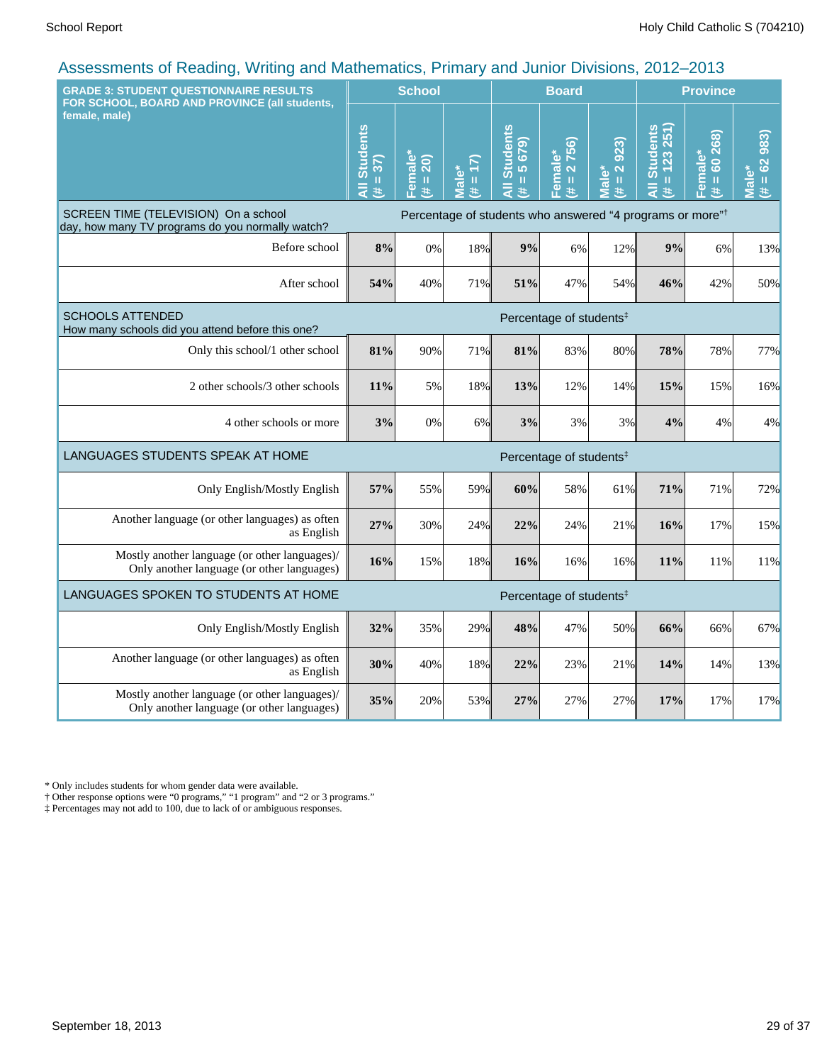## Assessments of Reading, Writing and Mathematics, Primary and Junior Divisions, 2012–2013

| GRADE 3: STUDENT QUESTIONNAIRE RESULTS FOR SCHOOL, BOARD AND PROVINCE (all students, female, male) | School | | | Board | | | Province | | |
|---|---|---|---|---|---|---|---|---|---|
| | All Students (# = 37) | Female* (# = 20) | Male* (# = 17) | All Students (# = 5 679) | Female* (# = 2 756) | Male* (# = 2 923) | All Students (# = 123 251) | Female* (# = 60 268) | Male* (# = 62 983) |
| SCREEN TIME (TELEVISION) On a school day, how many TV programs do you normally watch? | Percentage of students who answered "4 programs or more"† | | | | | | | | |
| Before school | **8%** | 0% | 18% | **9%** | 6% | 12% | **9%** | 6% | 13% |
| After school | **54%** | 40% | 71% | **51%** | 47% | 54% | **46%** | 42% | 50% |
| SCHOOLS ATTENDED How many schools did you attend before this one? | Percentage of students‡ | | | | | | | | |
| Only this school/1 other school | **81%** | 90% | 71% | **81%** | 83% | 80% | **78%** | 78% | 77% |
| 2 other schools/3 other schools | **11%** | 5% | 18% | **13%** | 12% | 14% | **15%** | 15% | 16% |
| 4 other schools or more | **3%** | 0% | 6% | **3%** | 3% | 3% | **4%** | 4% | 4% |
| LANGUAGES STUDENTS SPEAK AT HOME | Percentage of students‡ | | | | | | | | |
| Only English/Mostly English | **57%** | 55% | 59% | **60%** | 58% | 61% | **71%** | 71% | 72% |
| Another language (or other languages) as often as English | **27%** | 30% | 24% | **22%** | 24% | 21% | **16%** | 17% | 15% |
| Mostly another language (or other languages)/ Only another language (or other languages) | **16%** | 15% | 18% | **16%** | 16% | 16% | **11%** | 11% | 11% |
| LANGUAGES SPOKEN TO STUDENTS AT HOME | Percentage of students‡ | | | | | | | | |
| Only English/Mostly English | **32%** | 35% | 29% | **48%** | 47% | 50% | **66%** | 66% | 67% |
| Another language (or other languages) as often as English | **30%** | 40% | 18% | **22%** | 23% | 21% | **14%** | 14% | 13% |
| Mostly another language (or other languages)/ Only another language (or other languages) | **35%** | 20% | 53% | **27%** | 27% | 27% | **17%** | 17% | 17% |

\* Only includes students for whom gender data were available.
† Other response options were "0 programs," "1 program" and "2 or 3 programs."
‡ Percentages may not add to 100, due to lack of or ambiguous responses.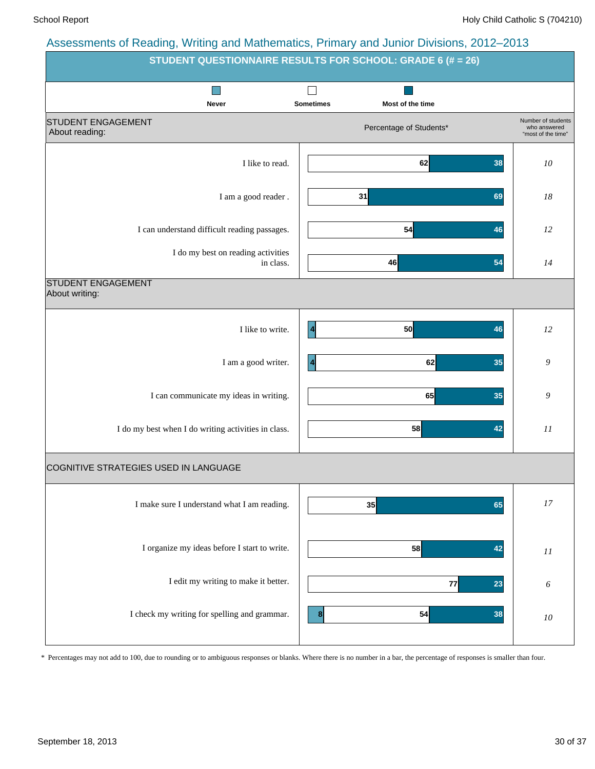## Assessments of Reading, Writing and Mathematics, Primary and Junior Divisions, 2012–2013

**STUDENT QUESTIONNAIRE RESULTS FOR SCHOOL: GRADE 6 (# = 26)**

Never
Sometimes
Most of the time

STUDENT ENGAGEMENT
About reading:

Percentage of Students*

Number of students who answered "most of the time"

I like to read.
62
38
*10*

I am a good reader .
31
69
*18*

I can understand difficult reading passages.
54
46
*12*

I do my best on reading activities in class.
46
54
*14*

STUDENT ENGAGEMENT
About writing:

I like to write.
4
50
46
*12*

I am a good writer.
4
62
35
*9*

I can communicate my ideas in writing.
65
35
*9*

I do my best when I do writing activities in class.
58
42
*11*

COGNITIVE STRATEGIES USED IN LANGUAGE

I make sure I understand what I am reading.
35
65
*17*

I organize my ideas before I start to write.
58
42
*11*

I edit my writing to make it better.
77
23
*6*

I check my writing for spelling and grammar.
8
54
38
*10*

\* Percentages may not add to 100, due to rounding or to ambiguous responses or blanks. Where there is no number in a bar, the percentage of responses is smaller than four.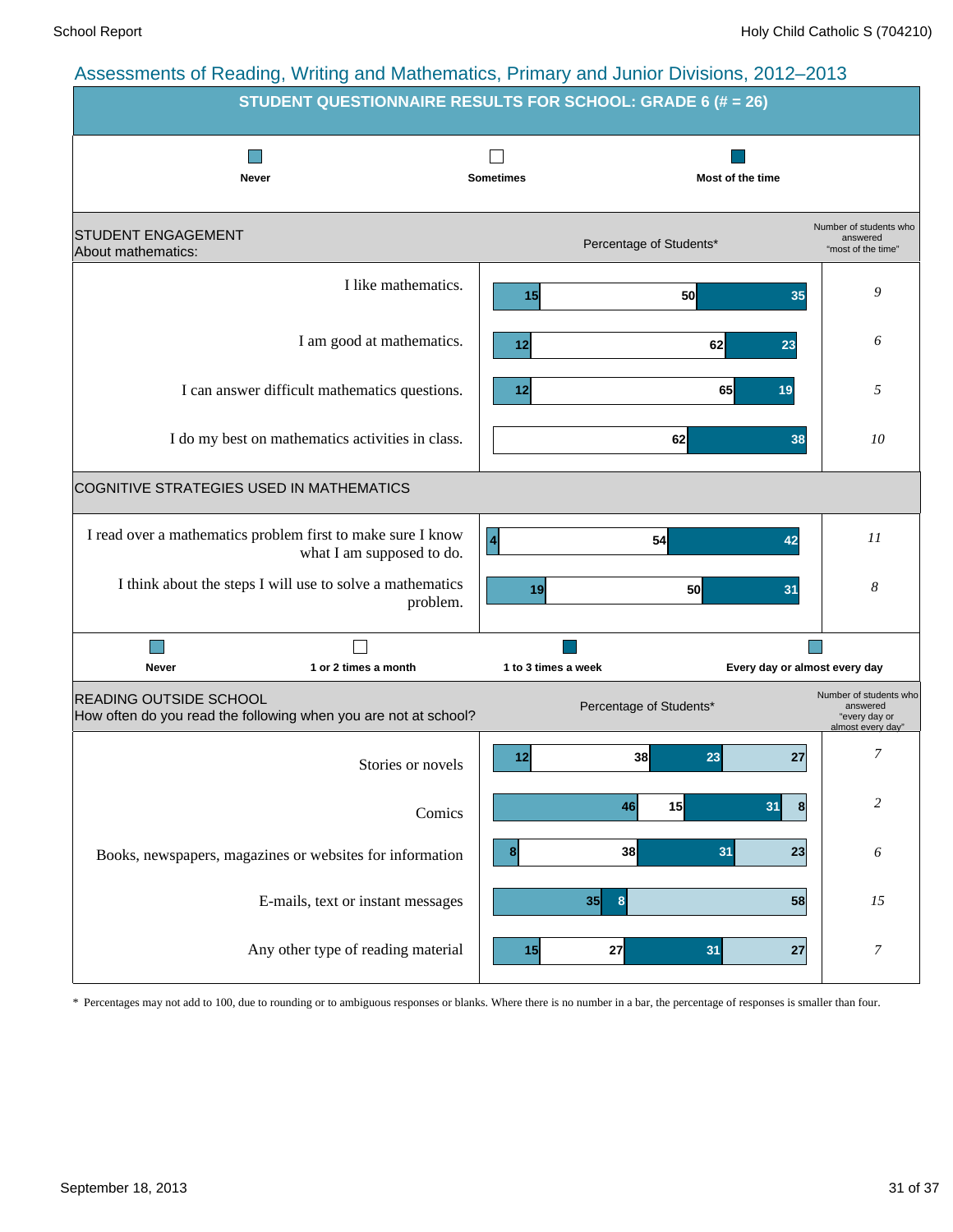## Assessments of Reading, Writing and Mathematics, Primary and Junior Divisions, 2012–2013

**STUDENT QUESTIONNAIRE RESULTS FOR SCHOOL: GRADE 6 (# = 26)**

**Never** **Sometimes** **Most of the time**

STUDENT ENGAGEMENT
About mathematics:

Percentage of Students*

Number of students who answered "most of the time"

I like mathematics.
15
50
35
9

I am good at mathematics.
12
62
23
6

I can answer difficult mathematics questions.
12
65
19
5

I do my best on mathematics activities in class.
62
38
10

COGNITIVE STRATEGIES USED IN MATHEMATICS

I read over a mathematics problem first to make sure I know what I am supposed to do.
4
54
42
11

I think about the steps I will use to solve a mathematics problem.
19
50
31
8

**Never** **1 or 2 times a month** **1 to 3 times a week** **Every day or almost every day**

READING OUTSIDE SCHOOL
How often do you read the following when you are not at school?

Percentage of Students*

Number of students who answered "every day or almost every day"

Stories or novels
12
38
23
27
7

Comics
46
15
31
8
2

Books, newspapers, magazines or websites for information
8
38
31
23
6

E-mails, text or instant messages
35
8
58
15

Any other type of reading material
15
27
31
27
7

* Percentages may not add to 100, due to rounding or to ambiguous responses or blanks. Where there is no number in a bar, the percentage of responses is smaller than four.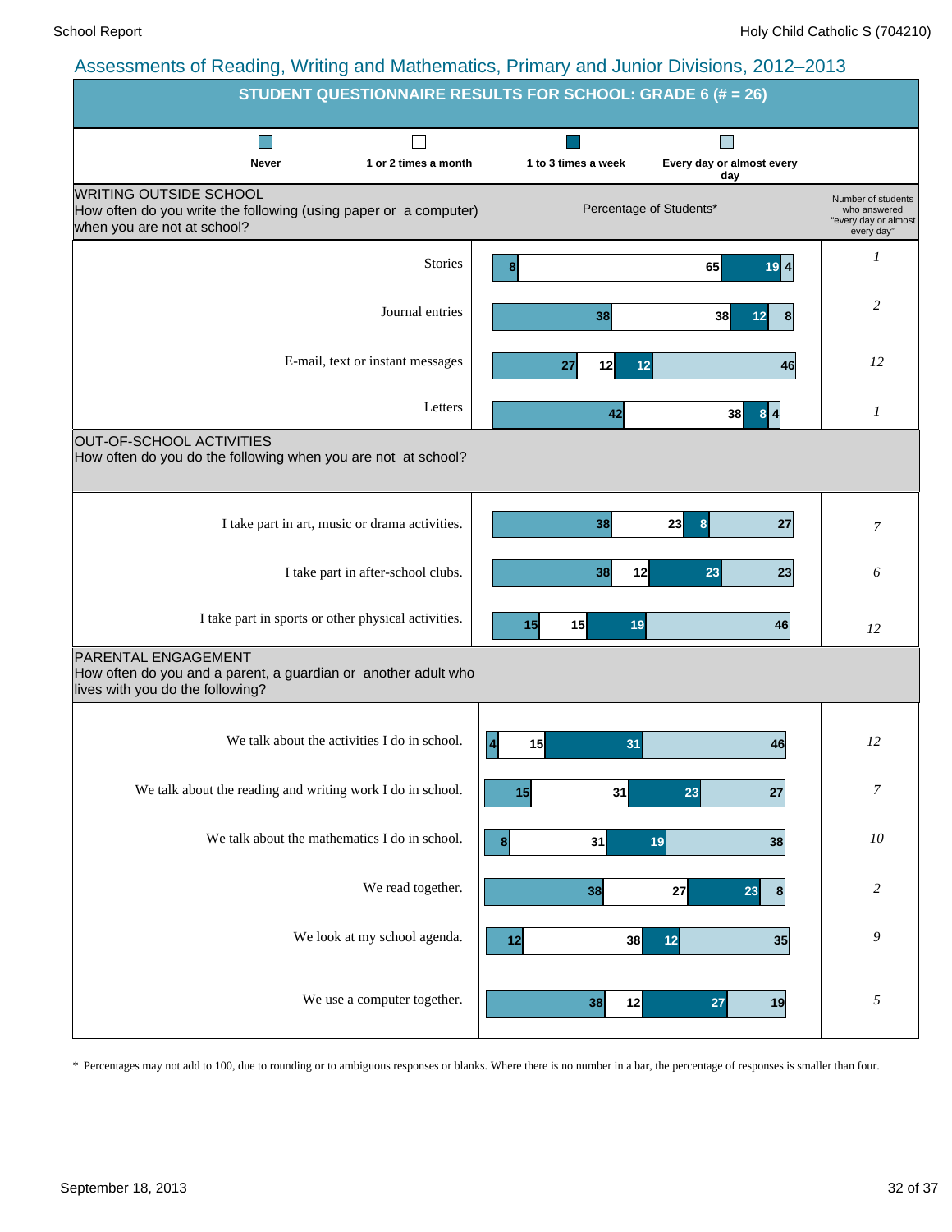## Assessments of Reading, Writing and Mathematics, Primary and Junior Divisions, 2012–2013

### STUDENT QUESTIONNAIRE RESULTS FOR SCHOOL: GRADE 6 (# = 26)

Never
1 or 2 times a month
1 to 3 times a week
Every day or almost every day

**WRITING OUTSIDE SCHOOL**
How often do you write the following (using paper or a computer) when you are not at school?

Percentage of Students*

Number of students who answered "every day or almost every day"

Stories
8
65
19
4
*1*

Journal entries
38
38
12
8
*2*

E-mail, text or instant messages
27
12
12
46
*12*

Letters
42
38
8
4
*1*

**OUT-OF-SCHOOL ACTIVITIES**
How often do you do the following when you are not at school?

I take part in art, music or drama activities.
38
23
8
27
*7*

I take part in after-school clubs.
38
12
23
23
*6*

I take part in sports or other physical activities.
15
15
19
46
*12*

**PARENTAL ENGAGEMENT**
How often do you and a parent, a guardian or another adult who lives with you do the following?

We talk about the activities I do in school.
4
15
31
46
*12*

We talk about the reading and writing work I do in school.
15
31
23
27
*7*

We talk about the mathematics I do in school.
8
31
19
38
*10*

We read together.
38
27
23
8
*2*

We look at my school agenda.
12
38
12
35
*9*

We use a computer together.
38
12
27
19
*5*

\* Percentages may not add to 100, due to rounding or to ambiguous responses or blanks. Where there is no number in a bar, the percentage of responses is smaller than four.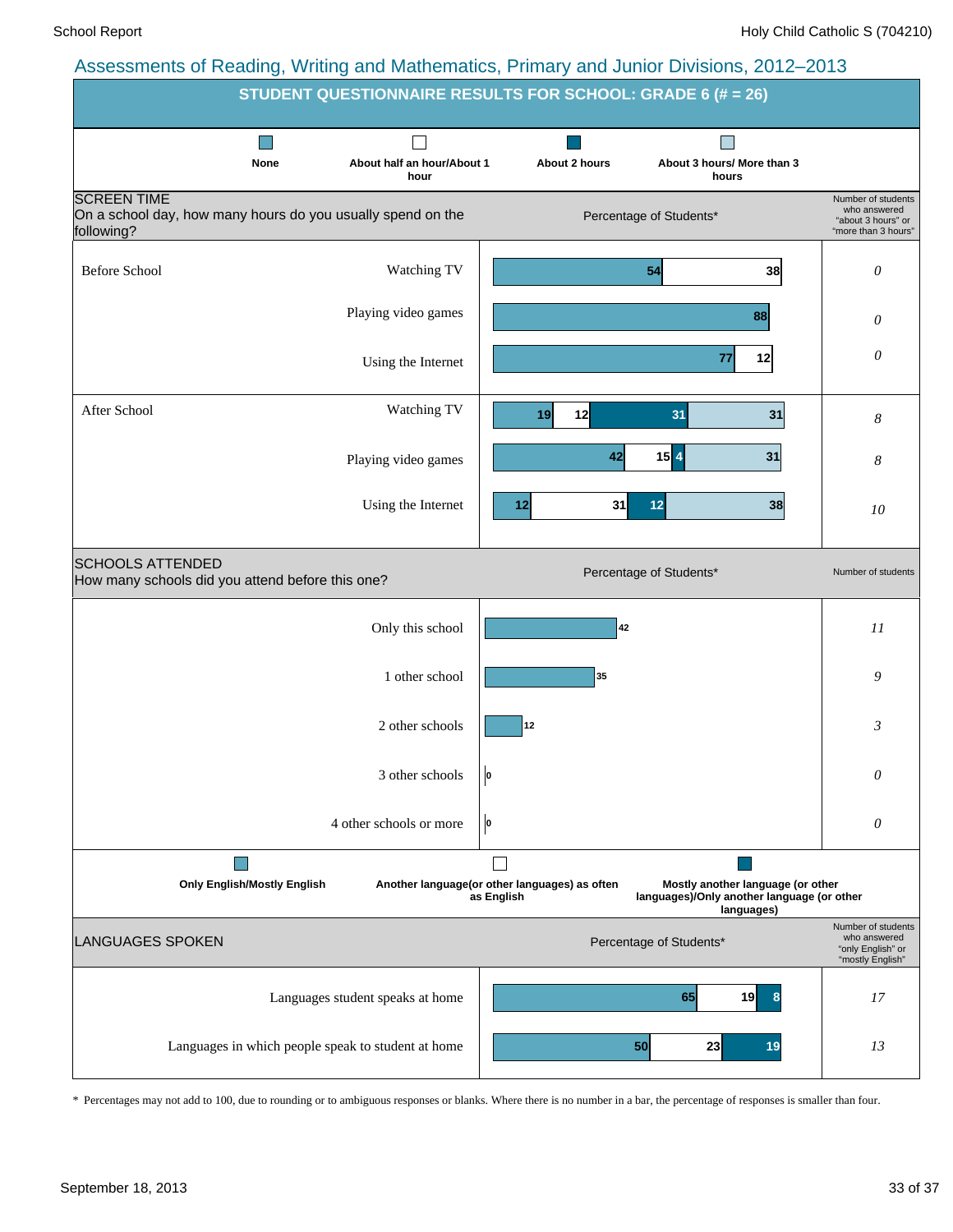## Assessments of Reading, Writing and Mathematics, Primary and Junior Divisions, 2012–2013

### STUDENT QUESTIONNAIRE RESULTS FOR SCHOOL: GRADE 6 (# = 26)

None | About half an hour/About 1 hour | About 2 hours | About 3 hours/ More than 3 hours

**SCREEN TIME**
On a school day, how many hours do you usually spend on the following?

Percentage of Students*

Number of students who answered "about 3 hours" or "more than 3 hours"

Before School

Watching TV: 54, 38 — 0

Playing video games: 88 — 0

Using the Internet: 77, 12 — 0

After School

Watching TV: 19, 12, 31, 31 — 8

Playing video games: 42, 15, 4, 31 — 8

Using the Internet: 12, 31, 12, 38 — 10

**SCHOOLS ATTENDED**
How many schools did you attend before this one?

Percentage of Students*

Number of students

Only this school: 42 — 11

1 other school: 35 — 9

2 other schools: 12 — 3

3 other schools: 0 — 0

4 other schools or more: 0 — 0

Only English/Mostly English | Another language(or other languages) as often as English | Mostly another language (or other languages)/Only another language (or other languages)

**LANGUAGES SPOKEN**

Percentage of Students*

Number of students who answered "only English" or "mostly English"

Languages student speaks at home: 65, 19, 8 — 17

Languages in which people speak to student at home: 50, 23, 19 — 13

\* Percentages may not add to 100, due to rounding or to ambiguous responses or blanks. Where there is no number in a bar, the percentage of responses is smaller than four.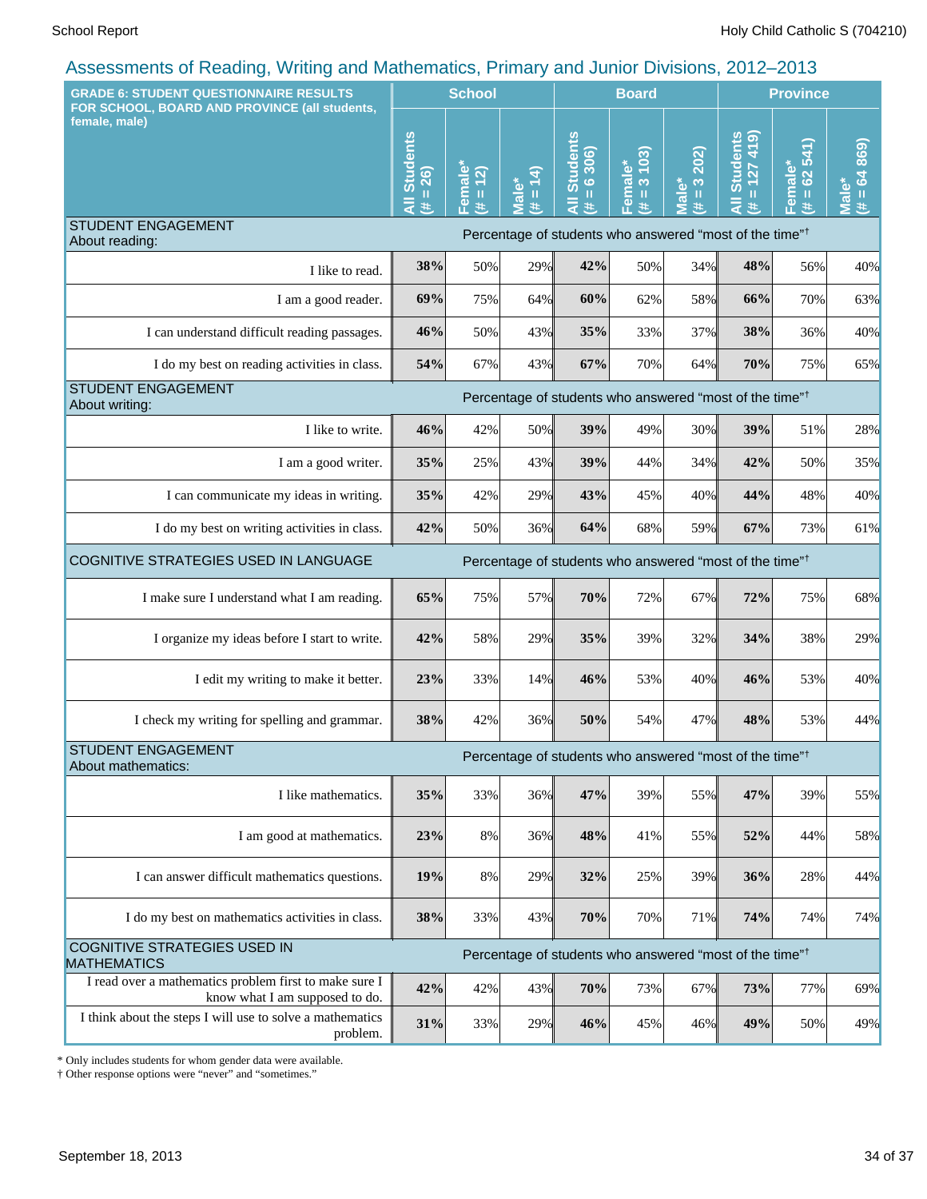## Assessments of Reading, Writing and Mathematics, Primary and Junior Divisions, 2012–2013

| GRADE 6: STUDENT QUESTIONNAIRE RESULTS FOR SCHOOL, BOARD AND PROVINCE (all students, female, male) | School | | | Board | | | Province | | |
|---|---|---|---|---|---|---|---|---|---|
| | All Students (# = 26) | Female* (# = 12) | Male* (# = 14) | All Students (# = 6 306) | Female* (# = 3 103) | Male* (# = 3 202) | All Students (# = 127 419) | Female* (# = 62 541) | Male* (# = 64 869) |
| STUDENT ENGAGEMENT About reading: | Percentage of students who answered “most of the time”† | | | | | | | | |
| I like to read. | **38%** | 50% | 29% | **42%** | 50% | 34% | **48%** | 56% | 40% |
| I am a good reader. | **69%** | 75% | 64% | **60%** | 62% | 58% | **66%** | 70% | 63% |
| I can understand difficult reading passages. | **46%** | 50% | 43% | **35%** | 33% | 37% | **38%** | 36% | 40% |
| I do my best on reading activities in class. | **54%** | 67% | 43% | **67%** | 70% | 64% | **70%** | 75% | 65% |
| STUDENT ENGAGEMENT About writing: | Percentage of students who answered “most of the time”† | | | | | | | | |
| I like to write. | **46%** | 42% | 50% | **39%** | 49% | 30% | **39%** | 51% | 28% |
| I am a good writer. | **35%** | 25% | 43% | **39%** | 44% | 34% | **42%** | 50% | 35% |
| I can communicate my ideas in writing. | **35%** | 42% | 29% | **43%** | 45% | 40% | **44%** | 48% | 40% |
| I do my best on writing activities in class. | **42%** | 50% | 36% | **64%** | 68% | 59% | **67%** | 73% | 61% |
| COGNITIVE STRATEGIES USED IN LANGUAGE | Percentage of students who answered “most of the time”† | | | | | | | | |
| I make sure I understand what I am reading. | **65%** | 75% | 57% | **70%** | 72% | 67% | **72%** | 75% | 68% |
| I organize my ideas before I start to write. | **42%** | 58% | 29% | **35%** | 39% | 32% | **34%** | 38% | 29% |
| I edit my writing to make it better. | **23%** | 33% | 14% | **46%** | 53% | 40% | **46%** | 53% | 40% |
| I check my writing for spelling and grammar. | **38%** | 42% | 36% | **50%** | 54% | 47% | **48%** | 53% | 44% |
| STUDENT ENGAGEMENT About mathematics: | Percentage of students who answered “most of the time”† | | | | | | | | |
| I like mathematics. | **35%** | 33% | 36% | **47%** | 39% | 55% | **47%** | 39% | 55% |
| I am good at mathematics. | **23%** | 8% | 36% | **48%** | 41% | 55% | **52%** | 44% | 58% |
| I can answer difficult mathematics questions. | **19%** | 8% | 29% | **32%** | 25% | 39% | **36%** | 28% | 44% |
| I do my best on mathematics activities in class. | **38%** | 33% | 43% | **70%** | 70% | 71% | **74%** | 74% | 74% |
| COGNITIVE STRATEGIES USED IN MATHEMATICS | Percentage of students who answered “most of the time”† | | | | | | | | |
| I read over a mathematics problem first to make sure I know what I am supposed to do. | **42%** | 42% | 43% | **70%** | 73% | 67% | **73%** | 77% | 69% |
| I think about the steps I will use to solve a mathematics problem. | **31%** | 33% | 29% | **46%** | 45% | 46% | **49%** | 50% | 49% |

\* Only includes students for whom gender data were available.

† Other response options were “never” and “sometimes.”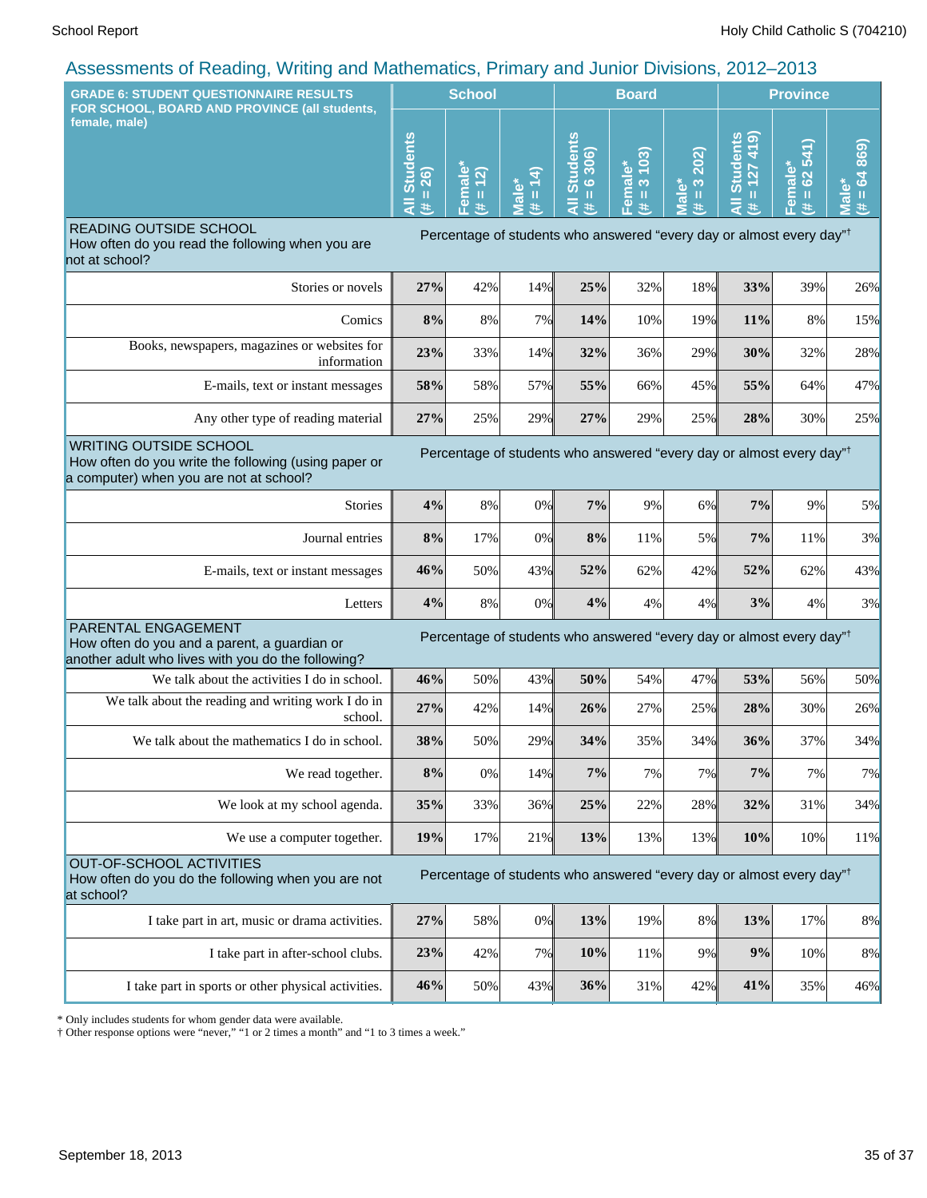## Assessments of Reading, Writing and Mathematics, Primary and Junior Divisions, 2012–2013

| GRADE 6: STUDENT QUESTIONNAIRE RESULTS FOR SCHOOL, BOARD AND PROVINCE (all students, female, male) | School | | | Board | | | Province | | |
|---|---|---|---|---|---|---|---|---|---|
| | All Students (# = 26) | Female* (# = 12) | Male* (# = 14) | All Students (# = 6 306) | Female* (# = 3 103) | Male* (# = 3 202) | All Students (# = 127 419) | Female* (# = 62 541) | Male* (# = 64 869) |
| **READING OUTSIDE SCHOOL** How often do you read the following when you are not at school? | Percentage of students who answered "every day or almost every day"† | | | | | | | | |
| Stories or novels | **27%** | 42% | 14% | **25%** | 32% | 18% | **33%** | 39% | 26% |
| Comics | **8%** | 8% | 7% | **14%** | 10% | 19% | **11%** | 8% | 15% |
| Books, newspapers, magazines or websites for information | **23%** | 33% | 14% | **32%** | 36% | 29% | **30%** | 32% | 28% |
| E-mails, text or instant messages | **58%** | 58% | 57% | **55%** | 66% | 45% | **55%** | 64% | 47% |
| Any other type of reading material | **27%** | 25% | 29% | **27%** | 29% | 25% | **28%** | 30% | 25% |
| **WRITING OUTSIDE SCHOOL** How often do you write the following (using paper or a computer) when you are not at school? | Percentage of students who answered "every day or almost every day"† | | | | | | | | |
| Stories | **4%** | 8% | 0% | **7%** | 9% | 6% | **7%** | 9% | 5% |
| Journal entries | **8%** | 17% | 0% | **8%** | 11% | 5% | **7%** | 11% | 3% |
| E-mails, text or instant messages | **46%** | 50% | 43% | **52%** | 62% | 42% | **52%** | 62% | 43% |
| Letters | **4%** | 8% | 0% | **4%** | 4% | 4% | **3%** | 4% | 3% |
| **PARENTAL ENGAGEMENT** How often do you and a parent, a guardian or another adult who lives with you do the following? | Percentage of students who answered "every day or almost every day"† | | | | | | | | |
| We talk about the activities I do in school. | **46%** | 50% | 43% | **50%** | 54% | 47% | **53%** | 56% | 50% |
| We talk about the reading and writing work I do in school. | **27%** | 42% | 14% | **26%** | 27% | 25% | **28%** | 30% | 26% |
| We talk about the mathematics I do in school. | **38%** | 50% | 29% | **34%** | 35% | 34% | **36%** | 37% | 34% |
| We read together. | **8%** | 0% | 14% | **7%** | 7% | 7% | **7%** | 7% | 7% |
| We look at my school agenda. | **35%** | 33% | 36% | **25%** | 22% | 28% | **32%** | 31% | 34% |
| We use a computer together. | **19%** | 17% | 21% | **13%** | 13% | 13% | **10%** | 10% | 11% |
| **OUT-OF-SCHOOL ACTIVITIES** How often do you do the following when you are not at school? | Percentage of students who answered "every day or almost every day"† | | | | | | | | |
| I take part in art, music or drama activities. | **27%** | 58% | 0% | **13%** | 19% | 8% | **13%** | 17% | 8% |
| I take part in after-school clubs. | **23%** | 42% | 7% | **10%** | 11% | 9% | **9%** | 10% | 8% |
| I take part in sports or other physical activities. | **46%** | 50% | 43% | **36%** | 31% | 42% | **41%** | 35% | 46% |

\* Only includes students for whom gender data were available.

† Other response options were "never," "1 or 2 times a month" and "1 to 3 times a week."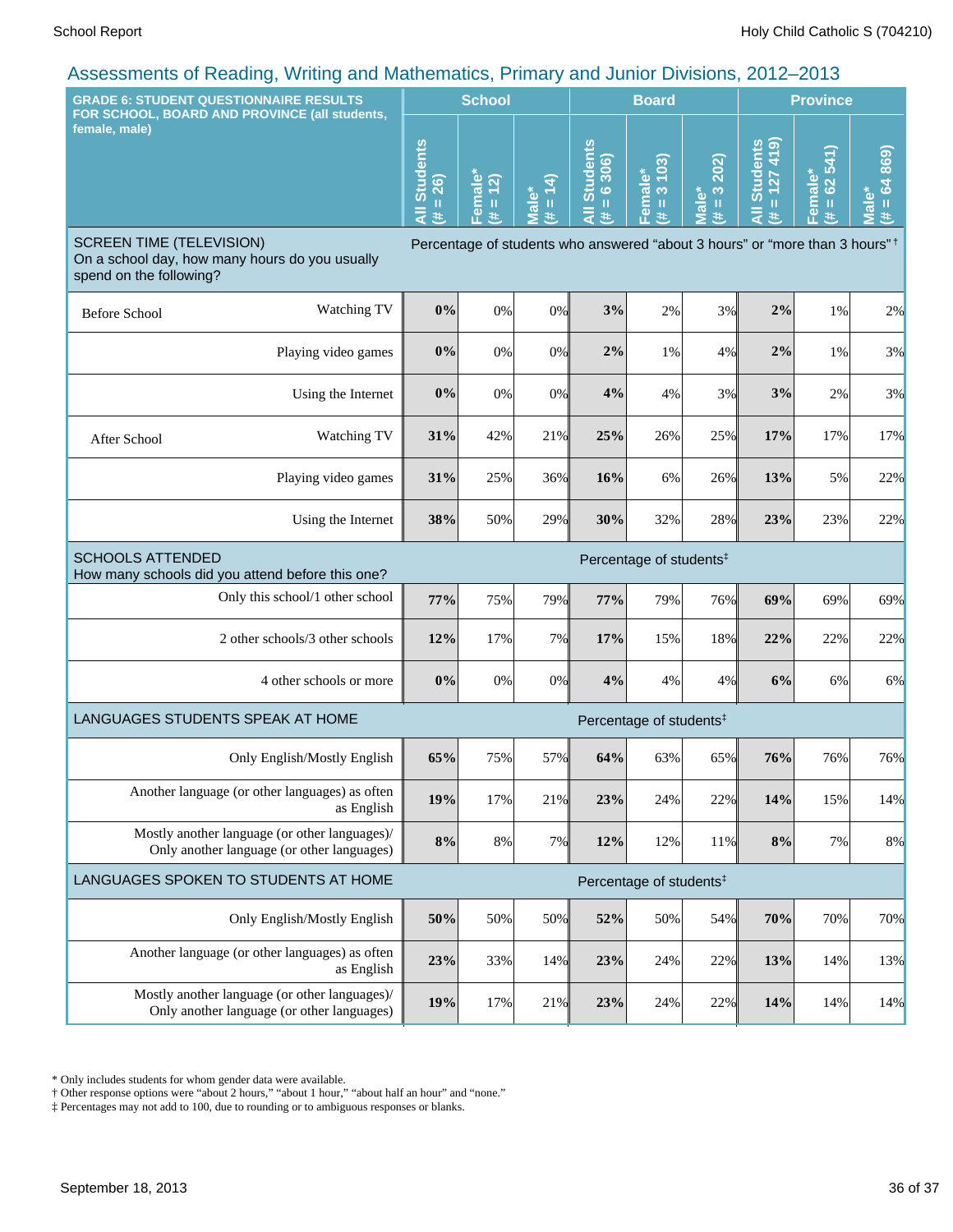## Assessments of Reading, Writing and Mathematics, Primary and Junior Divisions, 2012–2013

| GRADE 6: STUDENT QUESTIONNAIRE RESULTS FOR SCHOOL, BOARD AND PROVINCE (all students, female, male) | | School | | | Board | | | Province | | |
|---|---|---|---|---|---|---|---|---|---|---|
| | | All Students (# = 26) | Female* (# = 12) | Male* (# = 14) | All Students (# = 6 306) | Female* (# = 3 103) | Male* (# = 3 202) | All Students (# = 127 419) | Female* (# = 62 541) | Male* (# = 64 869) |
| SCREEN TIME (TELEVISION) On a school day, how many hours do you usually spend on the following? | | Percentage of students who answered “about 3 hours” or “more than 3 hours” † | | | | | | | | |
| Before School | Watching TV | **0%** | 0% | 0% | **3%** | 2% | 3% | **2%** | 1% | 2% |
| | Playing video games | **0%** | 0% | 0% | **2%** | 1% | 4% | **2%** | 1% | 3% |
| | Using the Internet | **0%** | 0% | 0% | **4%** | 4% | 3% | **3%** | 2% | 3% |
| After School | Watching TV | **31%** | 42% | 21% | **25%** | 26% | 25% | **17%** | 17% | 17% |
| | Playing video games | **31%** | 25% | 36% | **16%** | 6% | 26% | **13%** | 5% | 22% |
| | Using the Internet | **38%** | 50% | 29% | **30%** | 32% | 28% | **23%** | 23% | 22% |
| SCHOOLS ATTENDED How many schools did you attend before this one? | | Percentage of students‡ | | | | | | | | |
| | Only this school/1 other school | **77%** | 75% | 79% | **77%** | 79% | 76% | **69%** | 69% | 69% |
| | 2 other schools/3 other schools | **12%** | 17% | 7% | **17%** | 15% | 18% | **22%** | 22% | 22% |
| | 4 other schools or more | **0%** | 0% | 0% | **4%** | 4% | 4% | **6%** | 6% | 6% |
| LANGUAGES STUDENTS SPEAK AT HOME | | Percentage of students‡ | | | | | | | | |
| | Only English/Mostly English | **65%** | 75% | 57% | **64%** | 63% | 65% | **76%** | 76% | 76% |
| | Another language (or other languages) as often as English | **19%** | 17% | 21% | **23%** | 24% | 22% | **14%** | 15% | 14% |
| | Mostly another language (or other languages)/ Only another language (or other languages) | **8%** | 8% | 7% | **12%** | 12% | 11% | **8%** | 7% | 8% |
| LANGUAGES SPOKEN TO STUDENTS AT HOME | | Percentage of students‡ | | | | | | | | |
| | Only English/Mostly English | **50%** | 50% | 50% | **52%** | 50% | 54% | **70%** | 70% | 70% |
| | Another language (or other languages) as often as English | **23%** | 33% | 14% | **23%** | 24% | 22% | **13%** | 14% | 13% |
| | Mostly another language (or other languages)/ Only another language (or other languages) | **19%** | 17% | 21% | **23%** | 24% | 22% | **14%** | 14% | 14% |

\* Only includes students for whom gender data were available.
† Other response options were “about 2 hours,” “about 1 hour,” “about half an hour” and “none.”
‡ Percentages may not add to 100, due to rounding or to ambiguous responses or blanks.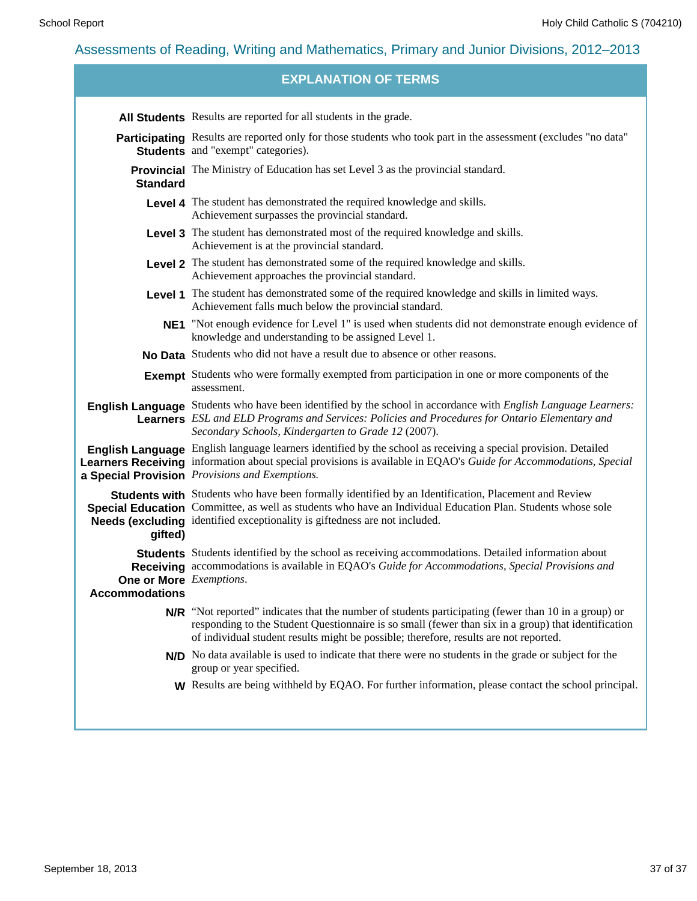## Assessments of Reading, Writing and Mathematics, Primary and Junior Divisions, 2012–2013

### EXPLANATION OF TERMS

**All Students** Results are reported for all students in the grade.

**Participating Students** Results are reported only for those students who took part in the assessment (excludes "no data" and "exempt" categories).

**Provincial Standard** The Ministry of Education has set Level 3 as the provincial standard.

**Level 4** The student has demonstrated the required knowledge and skills. Achievement surpasses the provincial standard.

**Level 3** The student has demonstrated most of the required knowledge and skills. Achievement is at the provincial standard.

**Level 2** The student has demonstrated some of the required knowledge and skills. Achievement approaches the provincial standard.

**Level 1** The student has demonstrated some of the required knowledge and skills in limited ways. Achievement falls much below the provincial standard.

**NE1** "Not enough evidence for Level 1" is used when students did not demonstrate enough evidence of knowledge and understanding to be assigned Level 1.

**No Data** Students who did not have a result due to absence or other reasons.

**Exempt** Students who were formally exempted from participation in one or more components of the assessment.

**English Language Learners** Students who have been identified by the school in accordance with *English Language Learners: ESL and ELD Programs and Services: Policies and Procedures for Ontario Elementary and Secondary Schools, Kindergarten to Grade 12* (2007).

**English Language Learners Receiving a Special Provision** English language learners identified by the school as receiving a special provision. Detailed information about special provisions is available in EQAO's *Guide for Accommodations, Special Provisions and Exemptions.*

**Students with Special Education Needs (excluding gifted)** Students who have been formally identified by an Identification, Placement and Review Committee, as well as students who have an Individual Education Plan. Students whose sole identified exceptionality is giftedness are not included.

**Students Receiving One or More Accommodations** Students identified by the school as receiving accommodations. Detailed information about accommodations is available in EQAO's *Guide for Accommodations, Special Provisions and Exemptions*.

**N/R** “Not reported” indicates that the number of students participating (fewer than 10 in a group) or responding to the Student Questionnaire is so small (fewer than six in a group) that identification of individual student results might be possible; therefore, results are not reported.

**N/D** No data available is used to indicate that there were no students in the grade or subject for the group or year specified.

**W** Results are being withheld by EQAO. For further information, please contact the school principal.